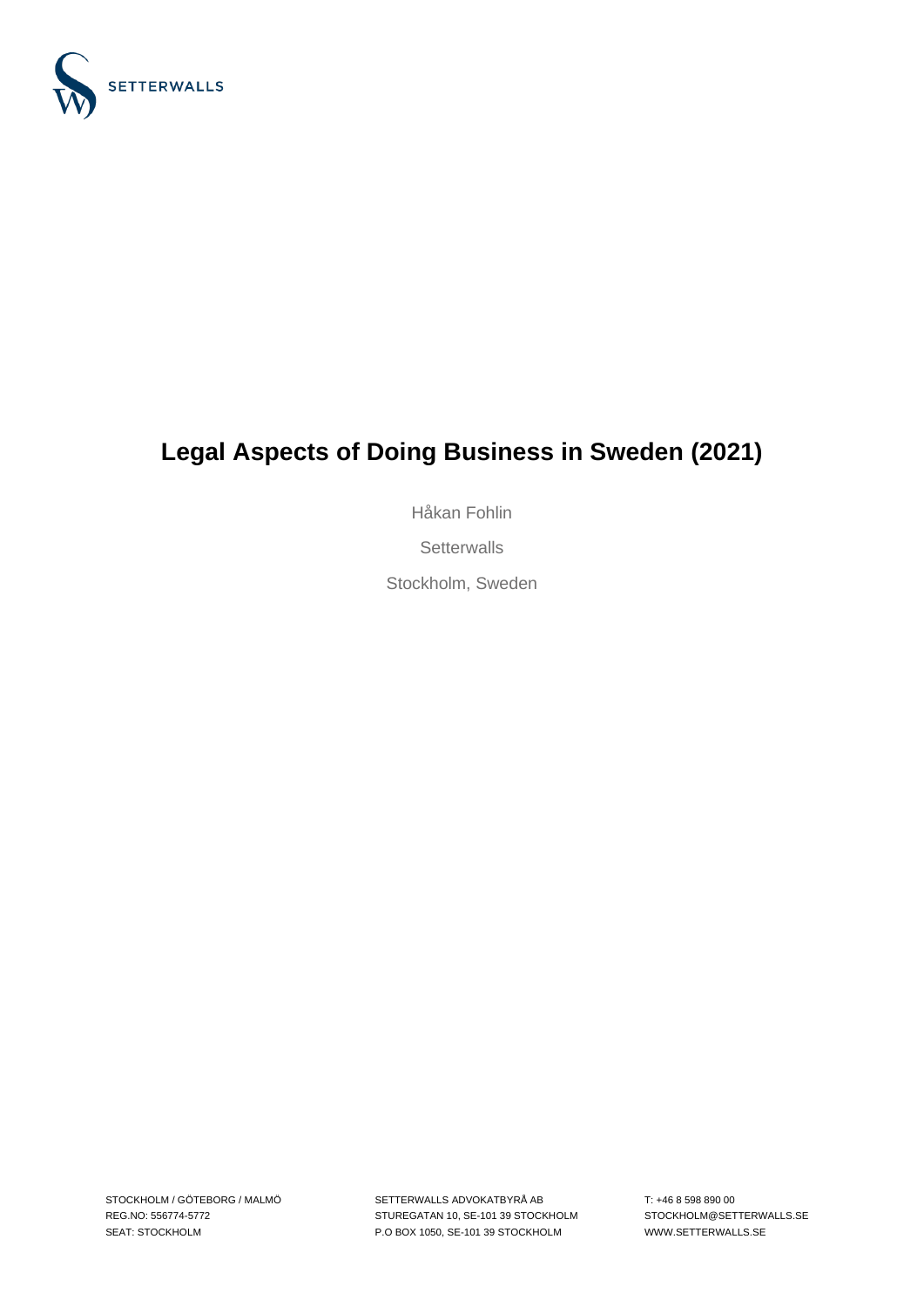SETTERWALLS

# Legal Aspects of Doing Business in Sweden (2021)

Håkan Fohlin

Setterwalls

Stockholm, Sweden

STOCKHOLM / GÖTEBORG / MALMÖ
REG.NO: 556774-5772
SEAT: STOCKHOLM

SETTERWALLS ADVOKATBYRÅ AB
STUREGATAN 10, SE-101 39 STOCKHOLM
P.O BOX 1050, SE-101 39 STOCKHOLM

T: +46 8 598 890 00
STOCKHOLM@SETTERWALLS.SE
WWW.SETTERWALLS.SE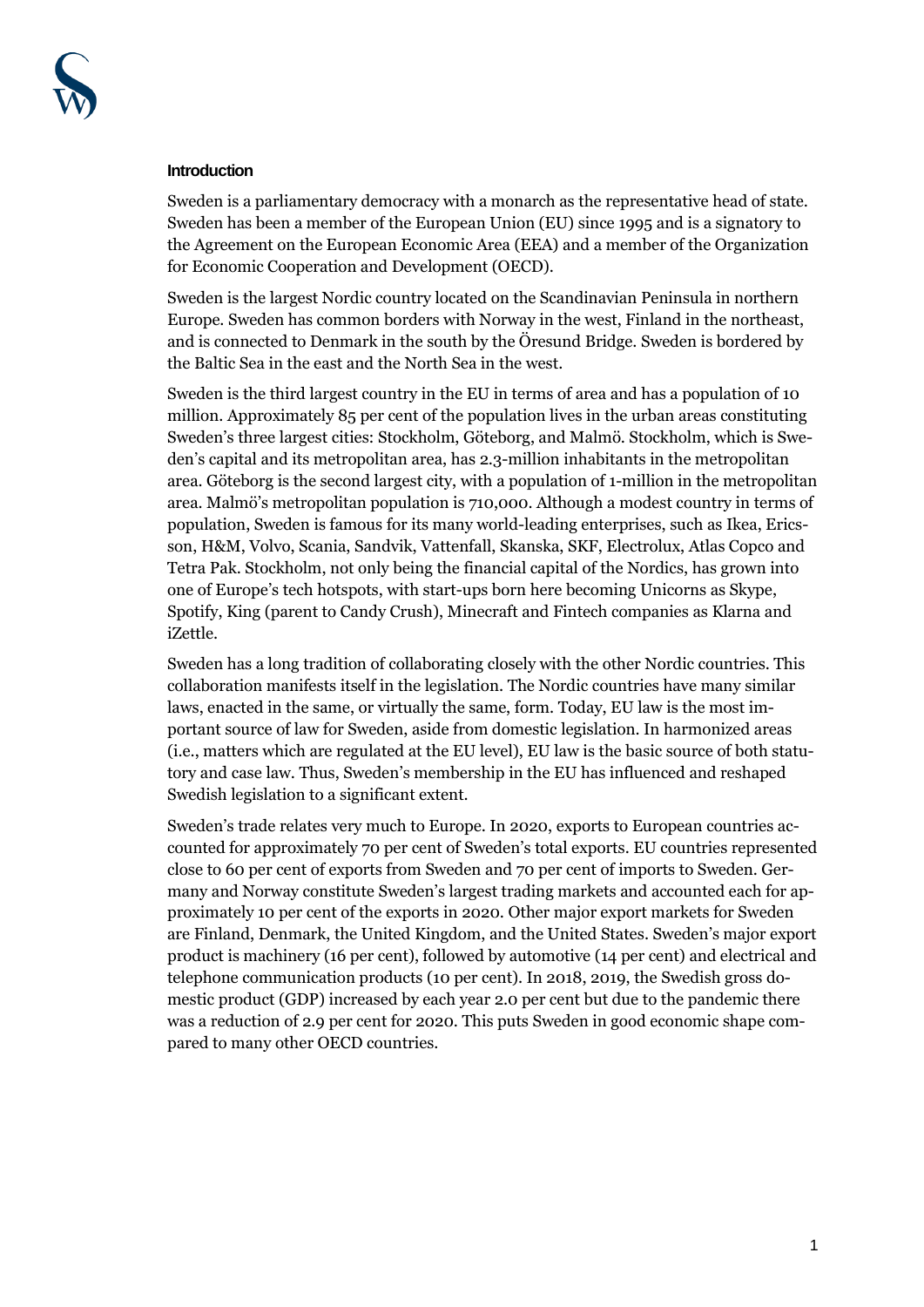## Introduction

Sweden is a parliamentary democracy with a monarch as the representative head of state. Sweden has been a member of the European Union (EU) since 1995 and is a signatory to the Agreement on the European Economic Area (EEA) and a member of the Organization for Economic Cooperation and Development (OECD).

Sweden is the largest Nordic country located on the Scandinavian Peninsula in northern Europe. Sweden has common borders with Norway in the west, Finland in the northeast, and is connected to Denmark in the south by the Öresund Bridge. Sweden is bordered by the Baltic Sea in the east and the North Sea in the west.

Sweden is the third largest country in the EU in terms of area and has a population of 10 million. Approximately 85 per cent of the population lives in the urban areas constituting Sweden's three largest cities: Stockholm, Göteborg, and Malmö. Stockholm, which is Sweden's capital and its metropolitan area, has 2.3-million inhabitants in the metropolitan area. Göteborg is the second largest city, with a population of 1-million in the metropolitan area. Malmö's metropolitan population is 710,000. Although a modest country in terms of population, Sweden is famous for its many world-leading enterprises, such as Ikea, Ericsson, H&M, Volvo, Scania, Sandvik, Vattenfall, Skanska, SKF, Electrolux, Atlas Copco and Tetra Pak. Stockholm, not only being the financial capital of the Nordics, has grown into one of Europe's tech hotspots, with start-ups born here becoming Unicorns as Skype, Spotify, King (parent to Candy Crush), Minecraft and Fintech companies as Klarna and iZettle.

Sweden has a long tradition of collaborating closely with the other Nordic countries. This collaboration manifests itself in the legislation. The Nordic countries have many similar laws, enacted in the same, or virtually the same, form. Today, EU law is the most important source of law for Sweden, aside from domestic legislation. In harmonized areas (i.e., matters which are regulated at the EU level), EU law is the basic source of both statutory and case law. Thus, Sweden's membership in the EU has influenced and reshaped Swedish legislation to a significant extent.

Sweden's trade relates very much to Europe. In 2020, exports to European countries accounted for approximately 70 per cent of Sweden's total exports. EU countries represented close to 60 per cent of exports from Sweden and 70 per cent of imports to Sweden. Germany and Norway constitute Sweden's largest trading markets and accounted each for approximately 10 per cent of the exports in 2020. Other major export markets for Sweden are Finland, Denmark, the United Kingdom, and the United States. Sweden's major export product is machinery (16 per cent), followed by automotive (14 per cent) and electrical and telephone communication products (10 per cent). In 2018, 2019, the Swedish gross domestic product (GDP) increased by each year 2.0 per cent but due to the pandemic there was a reduction of 2.9 per cent for 2020. This puts Sweden in good economic shape compared to many other OECD countries.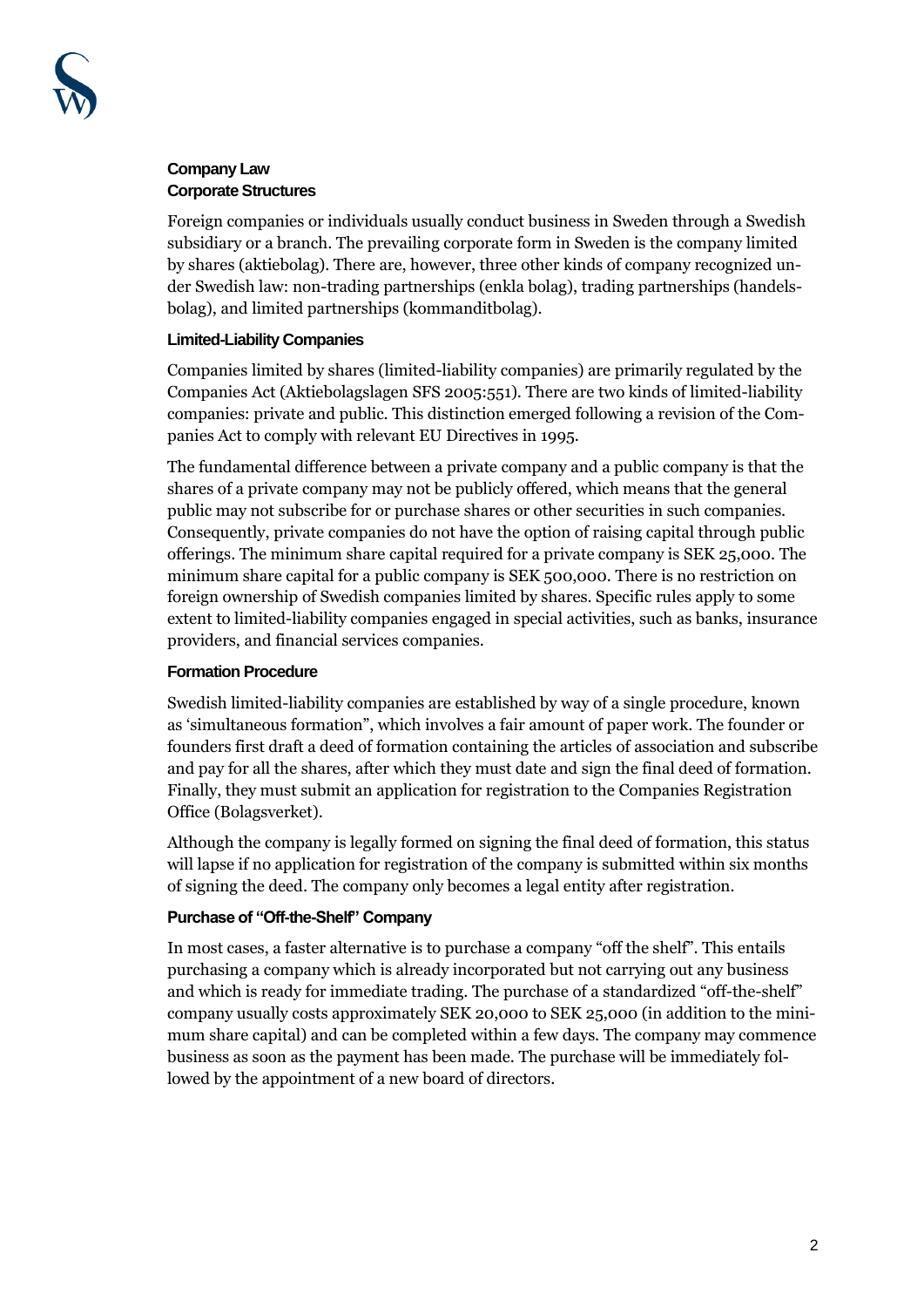**Company Law**
**Corporate Structures**

Foreign companies or individuals usually conduct business in Sweden through a Swedish subsidiary or a branch. The prevailing corporate form in Sweden is the company limited by shares (aktiebolag). There are, however, three other kinds of company recognized under Swedish law: non-trading partnerships (enkla bolag), trading partnerships (handelsbolag), and limited partnerships (kommanditbolag).

**Limited-Liability Companies**

Companies limited by shares (limited-liability companies) are primarily regulated by the Companies Act (Aktiebolagslagen SFS 2005:551). There are two kinds of limited-liability companies: private and public. This distinction emerged following a revision of the Companies Act to comply with relevant EU Directives in 1995.

The fundamental difference between a private company and a public company is that the shares of a private company may not be publicly offered, which means that the general public may not subscribe for or purchase shares or other securities in such companies. Consequently, private companies do not have the option of raising capital through public offerings. The minimum share capital required for a private company is SEK 25,000. The minimum share capital for a public company is SEK 500,000. There is no restriction on foreign ownership of Swedish companies limited by shares. Specific rules apply to some extent to limited-liability companies engaged in special activities, such as banks, insurance providers, and financial services companies.

**Formation Procedure**

Swedish limited-liability companies are established by way of a single procedure, known as 'simultaneous formation", which involves a fair amount of paper work. The founder or founders first draft a deed of formation containing the articles of association and subscribe and pay for all the shares, after which they must date and sign the final deed of formation. Finally, they must submit an application for registration to the Companies Registration Office (Bolagsverket).

Although the company is legally formed on signing the final deed of formation, this status will lapse if no application for registration of the company is submitted within six months of signing the deed. The company only becomes a legal entity after registration.

**Purchase of "Off-the-Shelf" Company**

In most cases, a faster alternative is to purchase a company "off the shelf". This entails purchasing a company which is already incorporated but not carrying out any business and which is ready for immediate trading. The purchase of a standardized "off-the-shelf" company usually costs approximately SEK 20,000 to SEK 25,000 (in addition to the minimum share capital) and can be completed within a few days. The company may commence business as soon as the payment has been made. The purchase will be immediately followed by the appointment of a new board of directors.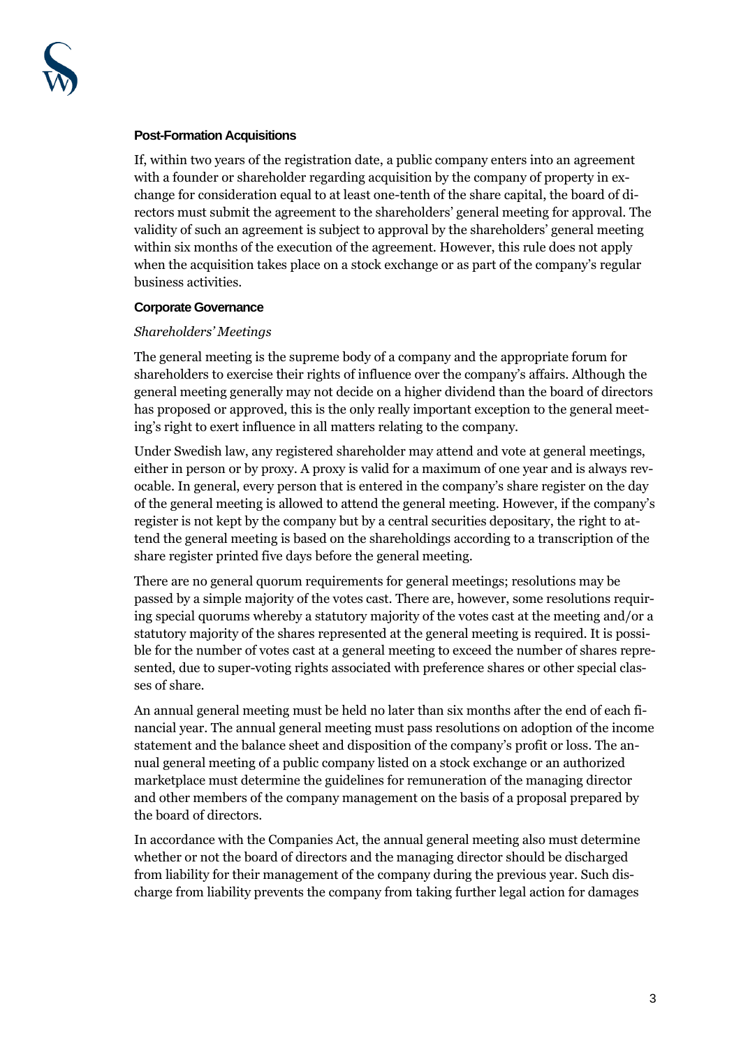**Post-Formation Acquisitions**

If, within two years of the registration date, a public company enters into an agreement with a founder or shareholder regarding acquisition by the company of property in exchange for consideration equal to at least one-tenth of the share capital, the board of directors must submit the agreement to the shareholders' general meeting for approval. The validity of such an agreement is subject to approval by the shareholders' general meeting within six months of the execution of the agreement. However, this rule does not apply when the acquisition takes place on a stock exchange or as part of the company's regular business activities.

**Corporate Governance**

*Shareholders' Meetings*

The general meeting is the supreme body of a company and the appropriate forum for shareholders to exercise their rights of influence over the company's affairs. Although the general meeting generally may not decide on a higher dividend than the board of directors has proposed or approved, this is the only really important exception to the general meeting's right to exert influence in all matters relating to the company.

Under Swedish law, any registered shareholder may attend and vote at general meetings, either in person or by proxy. A proxy is valid for a maximum of one year and is always revocable. In general, every person that is entered in the company's share register on the day of the general meeting is allowed to attend the general meeting. However, if the company's register is not kept by the company but by a central securities depositary, the right to attend the general meeting is based on the shareholdings according to a transcription of the share register printed five days before the general meeting.

There are no general quorum requirements for general meetings; resolutions may be passed by a simple majority of the votes cast. There are, however, some resolutions requiring special quorums whereby a statutory majority of the votes cast at the meeting and/or a statutory majority of the shares represented at the general meeting is required. It is possible for the number of votes cast at a general meeting to exceed the number of shares represented, due to super-voting rights associated with preference shares or other special classes of share.

An annual general meeting must be held no later than six months after the end of each financial year. The annual general meeting must pass resolutions on adoption of the income statement and the balance sheet and disposition of the company's profit or loss. The annual general meeting of a public company listed on a stock exchange or an authorized marketplace must determine the guidelines for remuneration of the managing director and other members of the company management on the basis of a proposal prepared by the board of directors.

In accordance with the Companies Act, the annual general meeting also must determine whether or not the board of directors and the managing director should be discharged from liability for their management of the company during the previous year. Such discharge from liability prevents the company from taking further legal action for damages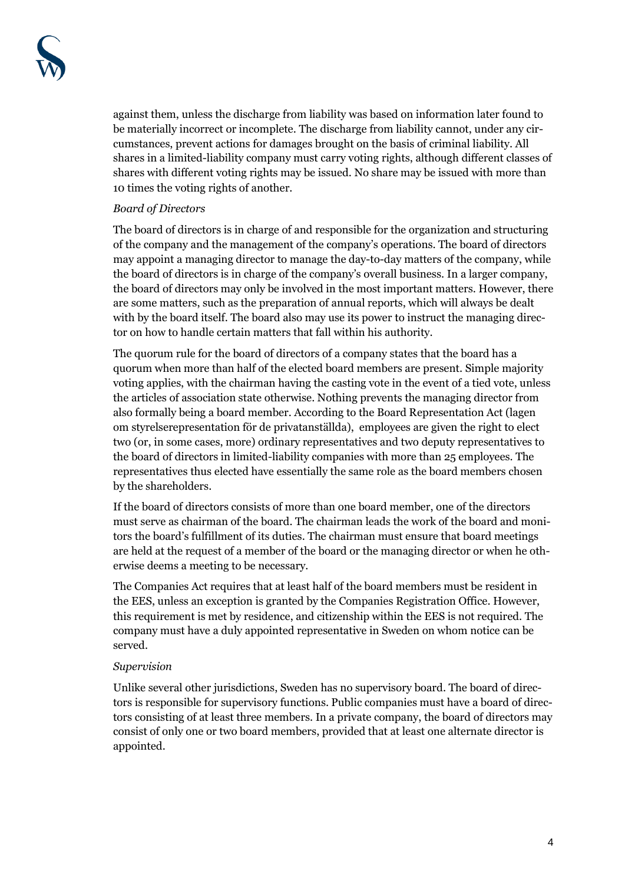against them, unless the discharge from liability was based on information later found to be materially incorrect or incomplete. The discharge from liability cannot, under any circumstances, prevent actions for damages brought on the basis of criminal liability. All shares in a limited-liability company must carry voting rights, although different classes of shares with different voting rights may be issued. No share may be issued with more than 10 times the voting rights of another.

*Board of Directors*

The board of directors is in charge of and responsible for the organization and structuring of the company and the management of the company's operations. The board of directors may appoint a managing director to manage the day-to-day matters of the company, while the board of directors is in charge of the company's overall business. In a larger company, the board of directors may only be involved in the most important matters. However, there are some matters, such as the preparation of annual reports, which will always be dealt with by the board itself. The board also may use its power to instruct the managing director on how to handle certain matters that fall within his authority.

The quorum rule for the board of directors of a company states that the board has a quorum when more than half of the elected board members are present. Simple majority voting applies, with the chairman having the casting vote in the event of a tied vote, unless the articles of association state otherwise. Nothing prevents the managing director from also formally being a board member. According to the Board Representation Act (lagen om styrelserepresentation för de privatanställda), employees are given the right to elect two (or, in some cases, more) ordinary representatives and two deputy representatives to the board of directors in limited-liability companies with more than 25 employees. The representatives thus elected have essentially the same role as the board members chosen by the shareholders.

If the board of directors consists of more than one board member, one of the directors must serve as chairman of the board. The chairman leads the work of the board and monitors the board's fulfillment of its duties. The chairman must ensure that board meetings are held at the request of a member of the board or the managing director or when he otherwise deems a meeting to be necessary.

The Companies Act requires that at least half of the board members must be resident in the EES, unless an exception is granted by the Companies Registration Office. However, this requirement is met by residence, and citizenship within the EES is not required. The company must have a duly appointed representative in Sweden on whom notice can be served.

*Supervision*

Unlike several other jurisdictions, Sweden has no supervisory board. The board of directors is responsible for supervisory functions. Public companies must have a board of directors consisting of at least three members. In a private company, the board of directors may consist of only one or two board members, provided that at least one alternate director is appointed.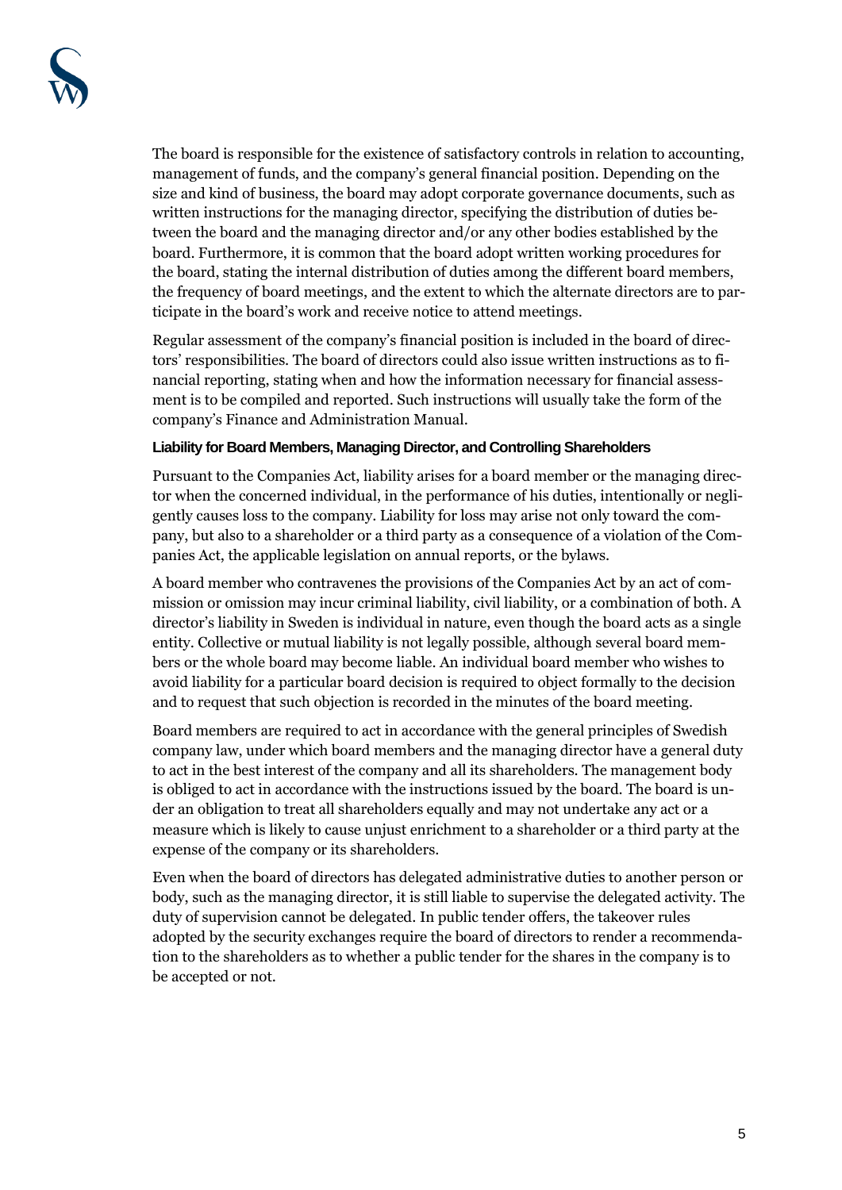The board is responsible for the existence of satisfactory controls in relation to accounting, management of funds, and the company's general financial position. Depending on the size and kind of business, the board may adopt corporate governance documents, such as written instructions for the managing director, specifying the distribution of duties between the board and the managing director and/or any other bodies established by the board. Furthermore, it is common that the board adopt written working procedures for the board, stating the internal distribution of duties among the different board members, the frequency of board meetings, and the extent to which the alternate directors are to participate in the board's work and receive notice to attend meetings.

Regular assessment of the company's financial position is included in the board of directors' responsibilities. The board of directors could also issue written instructions as to financial reporting, stating when and how the information necessary for financial assessment is to be compiled and reported. Such instructions will usually take the form of the company's Finance and Administration Manual.

#### Liability for Board Members, Managing Director, and Controlling Shareholders

Pursuant to the Companies Act, liability arises for a board member or the managing director when the concerned individual, in the performance of his duties, intentionally or negligently causes loss to the company. Liability for loss may arise not only toward the company, but also to a shareholder or a third party as a consequence of a violation of the Companies Act, the applicable legislation on annual reports, or the bylaws.

A board member who contravenes the provisions of the Companies Act by an act of commission or omission may incur criminal liability, civil liability, or a combination of both. A director's liability in Sweden is individual in nature, even though the board acts as a single entity. Collective or mutual liability is not legally possible, although several board members or the whole board may become liable. An individual board member who wishes to avoid liability for a particular board decision is required to object formally to the decision and to request that such objection is recorded in the minutes of the board meeting.

Board members are required to act in accordance with the general principles of Swedish company law, under which board members and the managing director have a general duty to act in the best interest of the company and all its shareholders. The management body is obliged to act in accordance with the instructions issued by the board. The board is under an obligation to treat all shareholders equally and may not undertake any act or a measure which is likely to cause unjust enrichment to a shareholder or a third party at the expense of the company or its shareholders.

Even when the board of directors has delegated administrative duties to another person or body, such as the managing director, it is still liable to supervise the delegated activity. The duty of supervision cannot be delegated. In public tender offers, the takeover rules adopted by the security exchanges require the board of directors to render a recommendation to the shareholders as to whether a public tender for the shares in the company is to be accepted or not.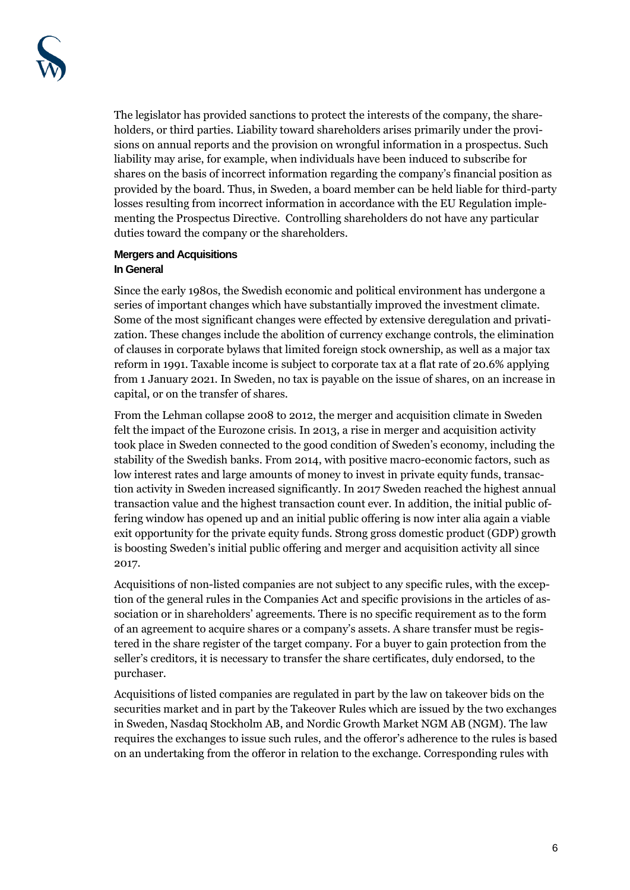The legislator has provided sanctions to protect the interests of the company, the shareholders, or third parties. Liability toward shareholders arises primarily under the provisions on annual reports and the provision on wrongful information in a prospectus. Such liability may arise, for example, when individuals have been induced to subscribe for shares on the basis of incorrect information regarding the company's financial position as provided by the board. Thus, in Sweden, a board member can be held liable for third-party losses resulting from incorrect information in accordance with the EU Regulation implementing the Prospectus Directive. Controlling shareholders do not have any particular duties toward the company or the shareholders.

## Mergers and Acquisitions

### In General

Since the early 1980s, the Swedish economic and political environment has undergone a series of important changes which have substantially improved the investment climate. Some of the most significant changes were effected by extensive deregulation and privatization. These changes include the abolition of currency exchange controls, the elimination of clauses in corporate bylaws that limited foreign stock ownership, as well as a major tax reform in 1991. Taxable income is subject to corporate tax at a flat rate of 20.6% applying from 1 January 2021. In Sweden, no tax is payable on the issue of shares, on an increase in capital, or on the transfer of shares.

From the Lehman collapse 2008 to 2012, the merger and acquisition climate in Sweden felt the impact of the Eurozone crisis. In 2013, a rise in merger and acquisition activity took place in Sweden connected to the good condition of Sweden's economy, including the stability of the Swedish banks. From 2014, with positive macro-economic factors, such as low interest rates and large amounts of money to invest in private equity funds, transaction activity in Sweden increased significantly. In 2017 Sweden reached the highest annual transaction value and the highest transaction count ever. In addition, the initial public offering window has opened up and an initial public offering is now inter alia again a viable exit opportunity for the private equity funds. Strong gross domestic product (GDP) growth is boosting Sweden's initial public offering and merger and acquisition activity all since 2017.

Acquisitions of non-listed companies are not subject to any specific rules, with the exception of the general rules in the Companies Act and specific provisions in the articles of association or in shareholders' agreements. There is no specific requirement as to the form of an agreement to acquire shares or a company's assets. A share transfer must be registered in the share register of the target company. For a buyer to gain protection from the seller's creditors, it is necessary to transfer the share certificates, duly endorsed, to the purchaser.

Acquisitions of listed companies are regulated in part by the law on takeover bids on the securities market and in part by the Takeover Rules which are issued by the two exchanges in Sweden, Nasdaq Stockholm AB, and Nordic Growth Market NGM AB (NGM). The law requires the exchanges to issue such rules, and the offeror's adherence to the rules is based on an undertaking from the offeror in relation to the exchange. Corresponding rules with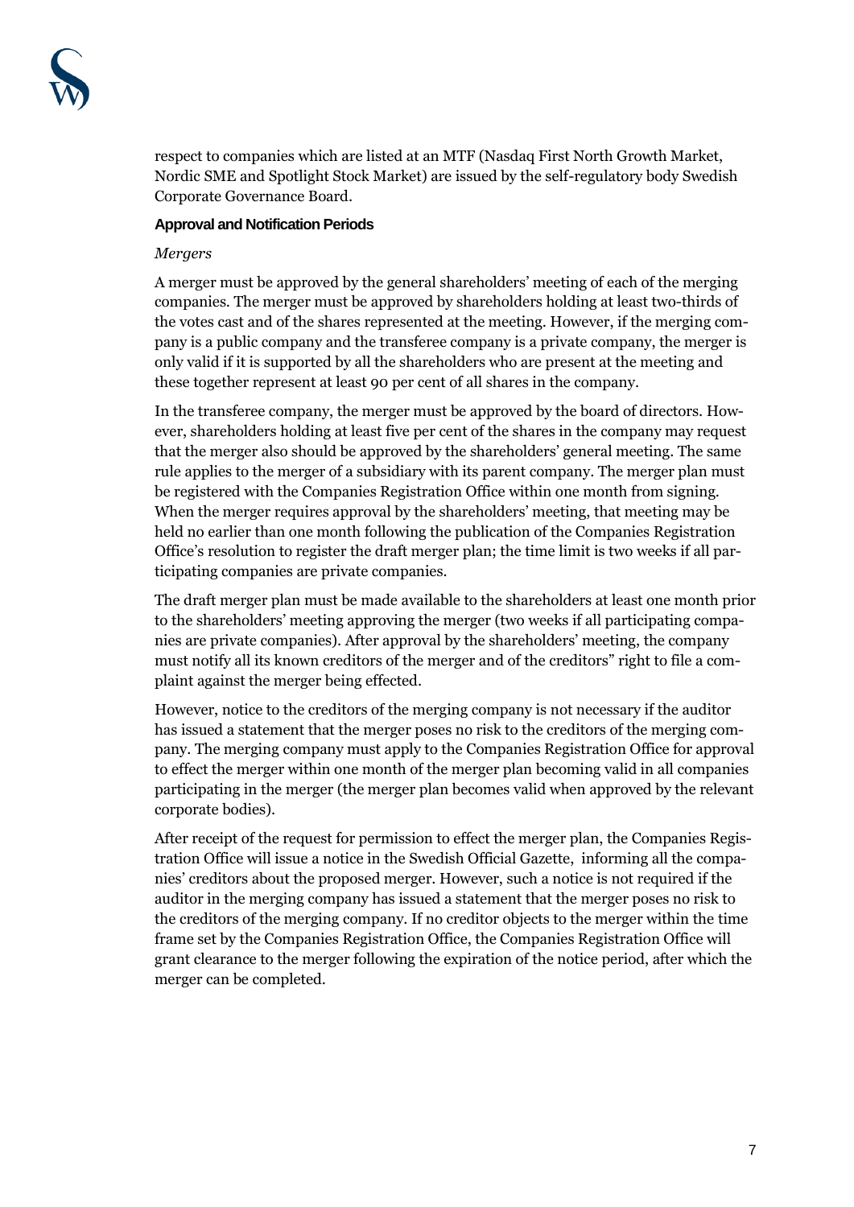respect to companies which are listed at an MTF (Nasdaq First North Growth Market, Nordic SME and Spotlight Stock Market) are issued by the self-regulatory body Swedish Corporate Governance Board.

#### Approval and Notification Periods

*Mergers*

A merger must be approved by the general shareholders' meeting of each of the merging companies. The merger must be approved by shareholders holding at least two-thirds of the votes cast and of the shares represented at the meeting. However, if the merging company is a public company and the transferee company is a private company, the merger is only valid if it is supported by all the shareholders who are present at the meeting and these together represent at least 90 per cent of all shares in the company.

In the transferee company, the merger must be approved by the board of directors. However, shareholders holding at least five per cent of the shares in the company may request that the merger also should be approved by the shareholders' general meeting. The same rule applies to the merger of a subsidiary with its parent company. The merger plan must be registered with the Companies Registration Office within one month from signing. When the merger requires approval by the shareholders' meeting, that meeting may be held no earlier than one month following the publication of the Companies Registration Office's resolution to register the draft merger plan; the time limit is two weeks if all participating companies are private companies.

The draft merger plan must be made available to the shareholders at least one month prior to the shareholders' meeting approving the merger (two weeks if all participating companies are private companies). After approval by the shareholders' meeting, the company must notify all its known creditors of the merger and of the creditors" right to file a complaint against the merger being effected.

However, notice to the creditors of the merging company is not necessary if the auditor has issued a statement that the merger poses no risk to the creditors of the merging company. The merging company must apply to the Companies Registration Office for approval to effect the merger within one month of the merger plan becoming valid in all companies participating in the merger (the merger plan becomes valid when approved by the relevant corporate bodies).

After receipt of the request for permission to effect the merger plan, the Companies Registration Office will issue a notice in the Swedish Official Gazette, informing all the companies' creditors about the proposed merger. However, such a notice is not required if the auditor in the merging company has issued a statement that the merger poses no risk to the creditors of the merging company. If no creditor objects to the merger within the time frame set by the Companies Registration Office, the Companies Registration Office will grant clearance to the merger following the expiration of the notice period, after which the merger can be completed.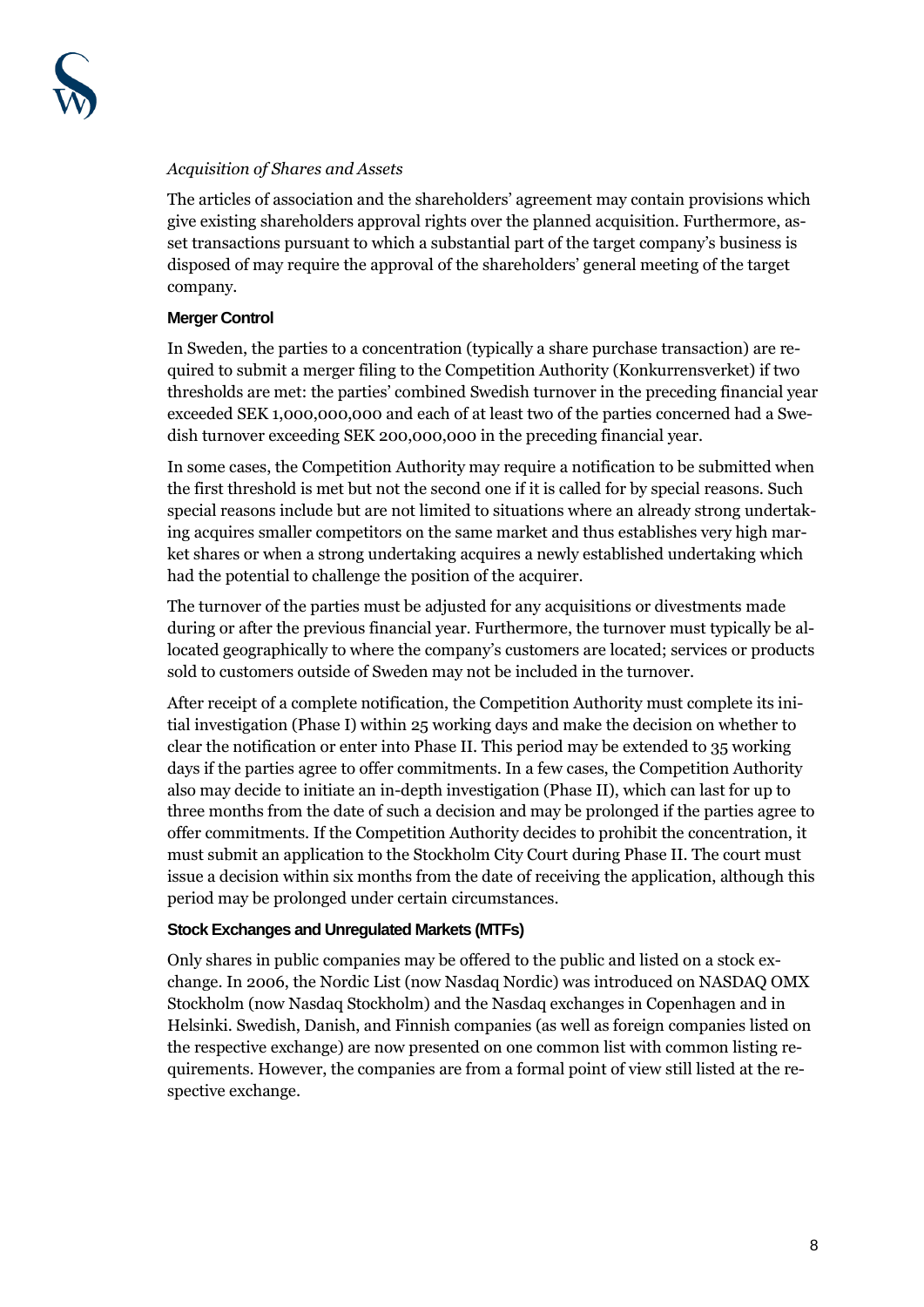*Acquisition of Shares and Assets*

The articles of association and the shareholders' agreement may contain provisions which give existing shareholders approval rights over the planned acquisition. Furthermore, asset transactions pursuant to which a substantial part of the target company's business is disposed of may require the approval of the shareholders' general meeting of the target company.

**Merger Control**

In Sweden, the parties to a concentration (typically a share purchase transaction) are required to submit a merger filing to the Competition Authority (Konkurrensverket) if two thresholds are met: the parties' combined Swedish turnover in the preceding financial year exceeded SEK 1,000,000,000 and each of at least two of the parties concerned had a Swedish turnover exceeding SEK 200,000,000 in the preceding financial year.

In some cases, the Competition Authority may require a notification to be submitted when the first threshold is met but not the second one if it is called for by special reasons. Such special reasons include but are not limited to situations where an already strong undertaking acquires smaller competitors on the same market and thus establishes very high market shares or when a strong undertaking acquires a newly established undertaking which had the potential to challenge the position of the acquirer.

The turnover of the parties must be adjusted for any acquisitions or divestments made during or after the previous financial year. Furthermore, the turnover must typically be allocated geographically to where the company's customers are located; services or products sold to customers outside of Sweden may not be included in the turnover.

After receipt of a complete notification, the Competition Authority must complete its initial investigation (Phase I) within 25 working days and make the decision on whether to clear the notification or enter into Phase II. This period may be extended to 35 working days if the parties agree to offer commitments. In a few cases, the Competition Authority also may decide to initiate an in-depth investigation (Phase II), which can last for up to three months from the date of such a decision and may be prolonged if the parties agree to offer commitments. If the Competition Authority decides to prohibit the concentration, it must submit an application to the Stockholm City Court during Phase II. The court must issue a decision within six months from the date of receiving the application, although this period may be prolonged under certain circumstances.

**Stock Exchanges and Unregulated Markets (MTFs)**

Only shares in public companies may be offered to the public and listed on a stock exchange. In 2006, the Nordic List (now Nasdaq Nordic) was introduced on NASDAQ OMX Stockholm (now Nasdaq Stockholm) and the Nasdaq exchanges in Copenhagen and in Helsinki. Swedish, Danish, and Finnish companies (as well as foreign companies listed on the respective exchange) are now presented on one common list with common listing requirements. However, the companies are from a formal point of view still listed at the respective exchange.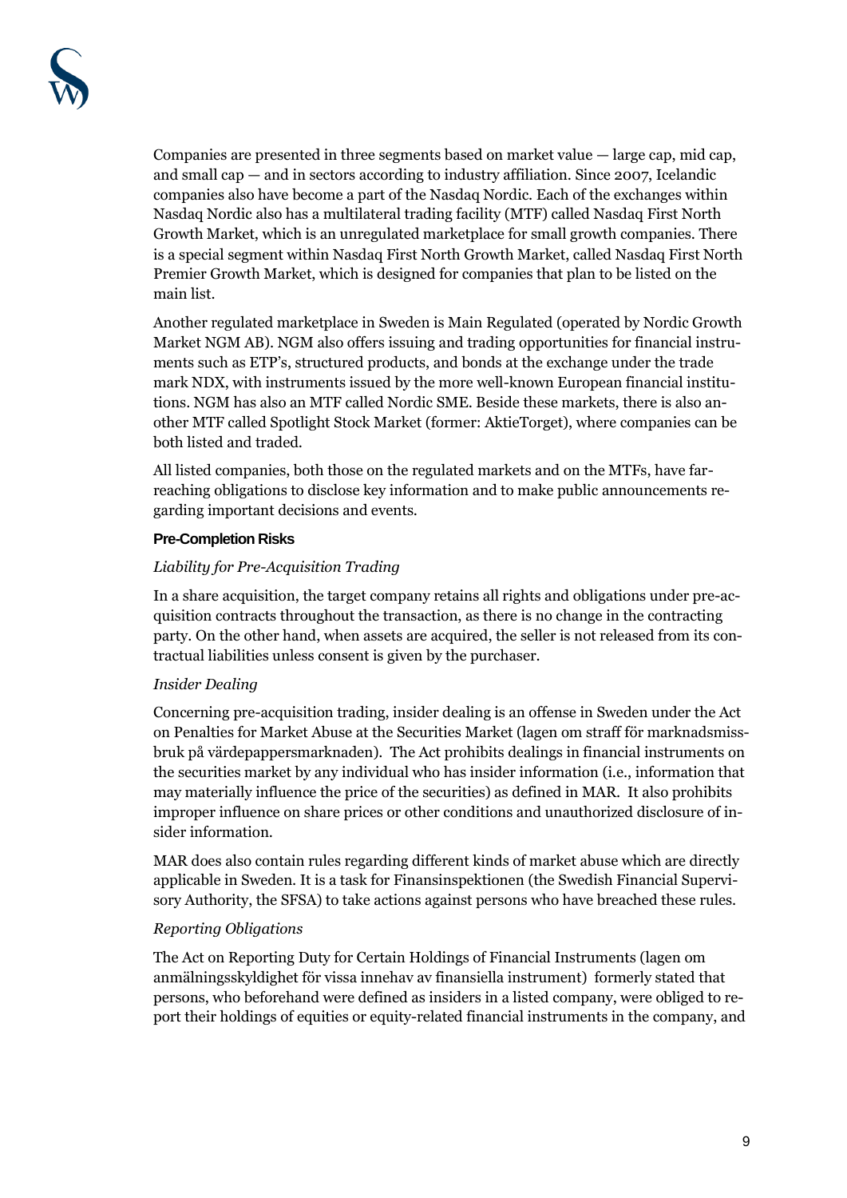Companies are presented in three segments based on market value — large cap, mid cap, and small cap — and in sectors according to industry affiliation. Since 2007, Icelandic companies also have become a part of the Nasdaq Nordic. Each of the exchanges within Nasdaq Nordic also has a multilateral trading facility (MTF) called Nasdaq First North Growth Market, which is an unregulated marketplace for small growth companies. There is a special segment within Nasdaq First North Growth Market, called Nasdaq First North Premier Growth Market, which is designed for companies that plan to be listed on the main list.

Another regulated marketplace in Sweden is Main Regulated (operated by Nordic Growth Market NGM AB). NGM also offers issuing and trading opportunities for financial instruments such as ETP's, structured products, and bonds at the exchange under the trade mark NDX, with instruments issued by the more well-known European financial institutions. NGM has also an MTF called Nordic SME. Beside these markets, there is also another MTF called Spotlight Stock Market (former: AktieTorget), where companies can be both listed and traded.

All listed companies, both those on the regulated markets and on the MTFs, have far-reaching obligations to disclose key information and to make public announcements regarding important decisions and events.

#### Pre-Completion Risks

*Liability for Pre-Acquisition Trading*

In a share acquisition, the target company retains all rights and obligations under pre-acquisition contracts throughout the transaction, as there is no change in the contracting party. On the other hand, when assets are acquired, the seller is not released from its contractual liabilities unless consent is given by the purchaser.

*Insider Dealing*

Concerning pre-acquisition trading, insider dealing is an offense in Sweden under the Act on Penalties for Market Abuse at the Securities Market (lagen om straff för marknadsmissbruk på värdepappersmarknaden). The Act prohibits dealings in financial instruments on the securities market by any individual who has insider information (i.e., information that may materially influence the price of the securities) as defined in MAR. It also prohibits improper influence on share prices or other conditions and unauthorized disclosure of insider information.

MAR does also contain rules regarding different kinds of market abuse which are directly applicable in Sweden. It is a task for Finansinspektionen (the Swedish Financial Supervisory Authority, the SFSA) to take actions against persons who have breached these rules.

*Reporting Obligations*

The Act on Reporting Duty for Certain Holdings of Financial Instruments (lagen om anmälningsskyldighet för vissa innehav av finansiella instrument) formerly stated that persons, who beforehand were defined as insiders in a listed company, were obliged to report their holdings of equities or equity-related financial instruments in the company, and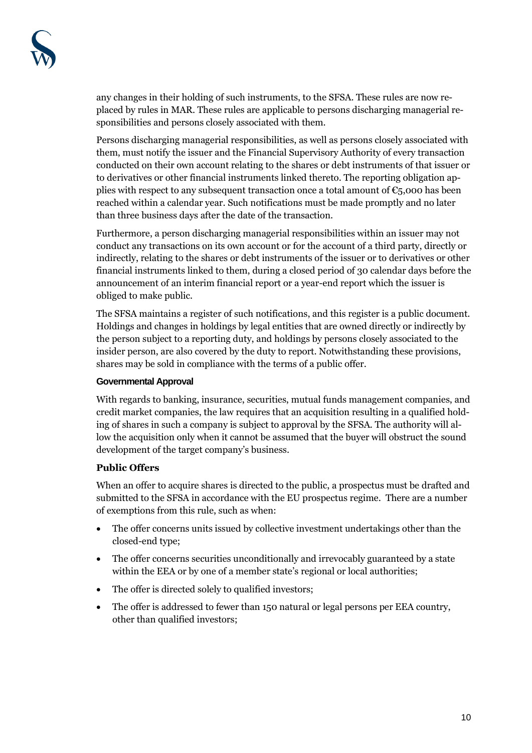any changes in their holding of such instruments, to the SFSA. These rules are now replaced by rules in MAR. These rules are applicable to persons discharging managerial responsibilities and persons closely associated with them.

Persons discharging managerial responsibilities, as well as persons closely associated with them, must notify the issuer and the Financial Supervisory Authority of every transaction conducted on their own account relating to the shares or debt instruments of that issuer or to derivatives or other financial instruments linked thereto. The reporting obligation applies with respect to any subsequent transaction once a total amount of €5,000 has been reached within a calendar year. Such notifications must be made promptly and no later than three business days after the date of the transaction.

Furthermore, a person discharging managerial responsibilities within an issuer may not conduct any transactions on its own account or for the account of a third party, directly or indirectly, relating to the shares or debt instruments of the issuer or to derivatives or other financial instruments linked to them, during a closed period of 30 calendar days before the announcement of an interim financial report or a year-end report which the issuer is obliged to make public.

The SFSA maintains a register of such notifications, and this register is a public document. Holdings and changes in holdings by legal entities that are owned directly or indirectly by the person subject to a reporting duty, and holdings by persons closely associated to the insider person, are also covered by the duty to report. Notwithstanding these provisions, shares may be sold in compliance with the terms of a public offer.

#### Governmental Approval

With regards to banking, insurance, securities, mutual funds management companies, and credit market companies, the law requires that an acquisition resulting in a qualified holding of shares in such a company is subject to approval by the SFSA. The authority will allow the acquisition only when it cannot be assumed that the buyer will obstruct the sound development of the target company's business.

### Public Offers

When an offer to acquire shares is directed to the public, a prospectus must be drafted and submitted to the SFSA in accordance with the EU prospectus regime. There are a number of exemptions from this rule, such as when:

- The offer concerns units issued by collective investment undertakings other than the closed-end type;
- The offer concerns securities unconditionally and irrevocably guaranteed by a state within the EEA or by one of a member state's regional or local authorities;
- The offer is directed solely to qualified investors;
- The offer is addressed to fewer than 150 natural or legal persons per EEA country, other than qualified investors;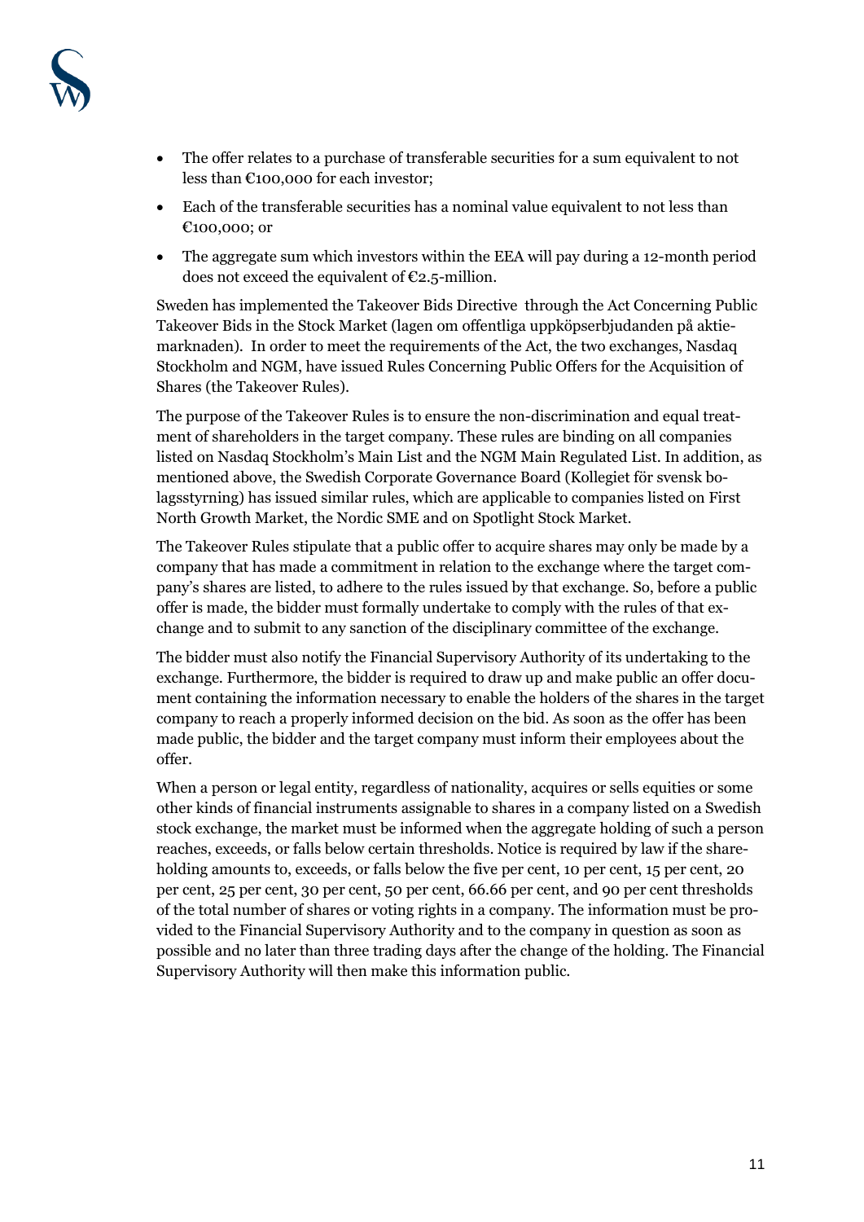- The offer relates to a purchase of transferable securities for a sum equivalent to not less than €100,000 for each investor;
- Each of the transferable securities has a nominal value equivalent to not less than €100,000; or
- The aggregate sum which investors within the EEA will pay during a 12-month period does not exceed the equivalent of €2.5-million.

Sweden has implemented the Takeover Bids Directive through the Act Concerning Public Takeover Bids in the Stock Market (lagen om offentliga uppköpserbjudanden på aktiemarknaden). In order to meet the requirements of the Act, the two exchanges, Nasdaq Stockholm and NGM, have issued Rules Concerning Public Offers for the Acquisition of Shares (the Takeover Rules).

The purpose of the Takeover Rules is to ensure the non-discrimination and equal treatment of shareholders in the target company. These rules are binding on all companies listed on Nasdaq Stockholm's Main List and the NGM Main Regulated List. In addition, as mentioned above, the Swedish Corporate Governance Board (Kollegiet för svensk bolagsstyrning) has issued similar rules, which are applicable to companies listed on First North Growth Market, the Nordic SME and on Spotlight Stock Market.

The Takeover Rules stipulate that a public offer to acquire shares may only be made by a company that has made a commitment in relation to the exchange where the target company's shares are listed, to adhere to the rules issued by that exchange. So, before a public offer is made, the bidder must formally undertake to comply with the rules of that exchange and to submit to any sanction of the disciplinary committee of the exchange.

The bidder must also notify the Financial Supervisory Authority of its undertaking to the exchange. Furthermore, the bidder is required to draw up and make public an offer document containing the information necessary to enable the holders of the shares in the target company to reach a properly informed decision on the bid. As soon as the offer has been made public, the bidder and the target company must inform their employees about the offer.

When a person or legal entity, regardless of nationality, acquires or sells equities or some other kinds of financial instruments assignable to shares in a company listed on a Swedish stock exchange, the market must be informed when the aggregate holding of such a person reaches, exceeds, or falls below certain thresholds. Notice is required by law if the shareholding amounts to, exceeds, or falls below the five per cent, 10 per cent, 15 per cent, 20 per cent, 25 per cent, 30 per cent, 50 per cent, 66.66 per cent, and 90 per cent thresholds of the total number of shares or voting rights in a company. The information must be provided to the Financial Supervisory Authority and to the company in question as soon as possible and no later than three trading days after the change of the holding. The Financial Supervisory Authority will then make this information public.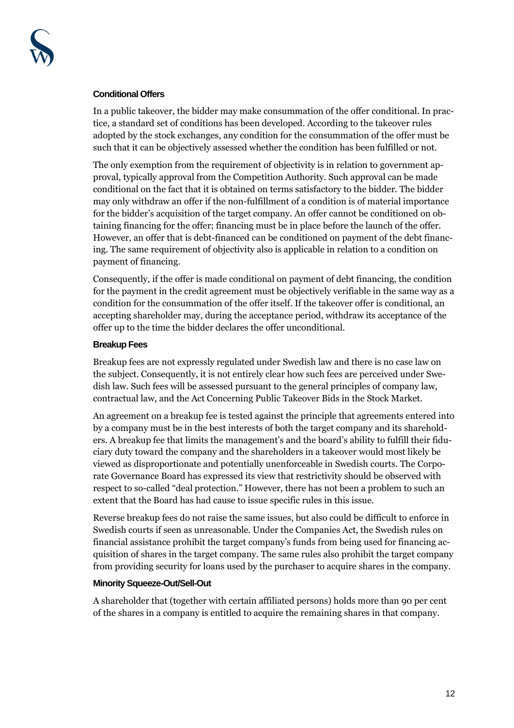### Conditional Offers

In a public takeover, the bidder may make consummation of the offer conditional. In practice, a standard set of conditions has been developed. According to the takeover rules adopted by the stock exchanges, any condition for the consummation of the offer must be such that it can be objectively assessed whether the condition has been fulfilled or not.

The only exemption from the requirement of objectivity is in relation to government approval, typically approval from the Competition Authority. Such approval can be made conditional on the fact that it is obtained on terms satisfactory to the bidder. The bidder may only withdraw an offer if the non-fulfillment of a condition is of material importance for the bidder's acquisition of the target company. An offer cannot be conditioned on obtaining financing for the offer; financing must be in place before the launch of the offer. However, an offer that is debt-financed can be conditioned on payment of the debt financing. The same requirement of objectivity also is applicable in relation to a condition on payment of financing.

Consequently, if the offer is made conditional on payment of debt financing, the condition for the payment in the credit agreement must be objectively verifiable in the same way as a condition for the consummation of the offer itself. If the takeover offer is conditional, an accepting shareholder may, during the acceptance period, withdraw its acceptance of the offer up to the time the bidder declares the offer unconditional.

### Breakup Fees

Breakup fees are not expressly regulated under Swedish law and there is no case law on the subject. Consequently, it is not entirely clear how such fees are perceived under Swedish law. Such fees will be assessed pursuant to the general principles of company law, contractual law, and the Act Concerning Public Takeover Bids in the Stock Market.

An agreement on a breakup fee is tested against the principle that agreements entered into by a company must be in the best interests of both the target company and its shareholders. A breakup fee that limits the management's and the board's ability to fulfill their fiduciary duty toward the company and the shareholders in a takeover would most likely be viewed as disproportionate and potentially unenforceable in Swedish courts. The Corporate Governance Board has expressed its view that restrictivity should be observed with respect to so-called "deal protection." However, there has not been a problem to such an extent that the Board has had cause to issue specific rules in this issue.

Reverse breakup fees do not raise the same issues, but also could be difficult to enforce in Swedish courts if seen as unreasonable. Under the Companies Act, the Swedish rules on financial assistance prohibit the target company's funds from being used for financing acquisition of shares in the target company. The same rules also prohibit the target company from providing security for loans used by the purchaser to acquire shares in the company.

### Minority Squeeze-Out/Sell-Out

A shareholder that (together with certain affiliated persons) holds more than 90 per cent of the shares in a company is entitled to acquire the remaining shares in that company.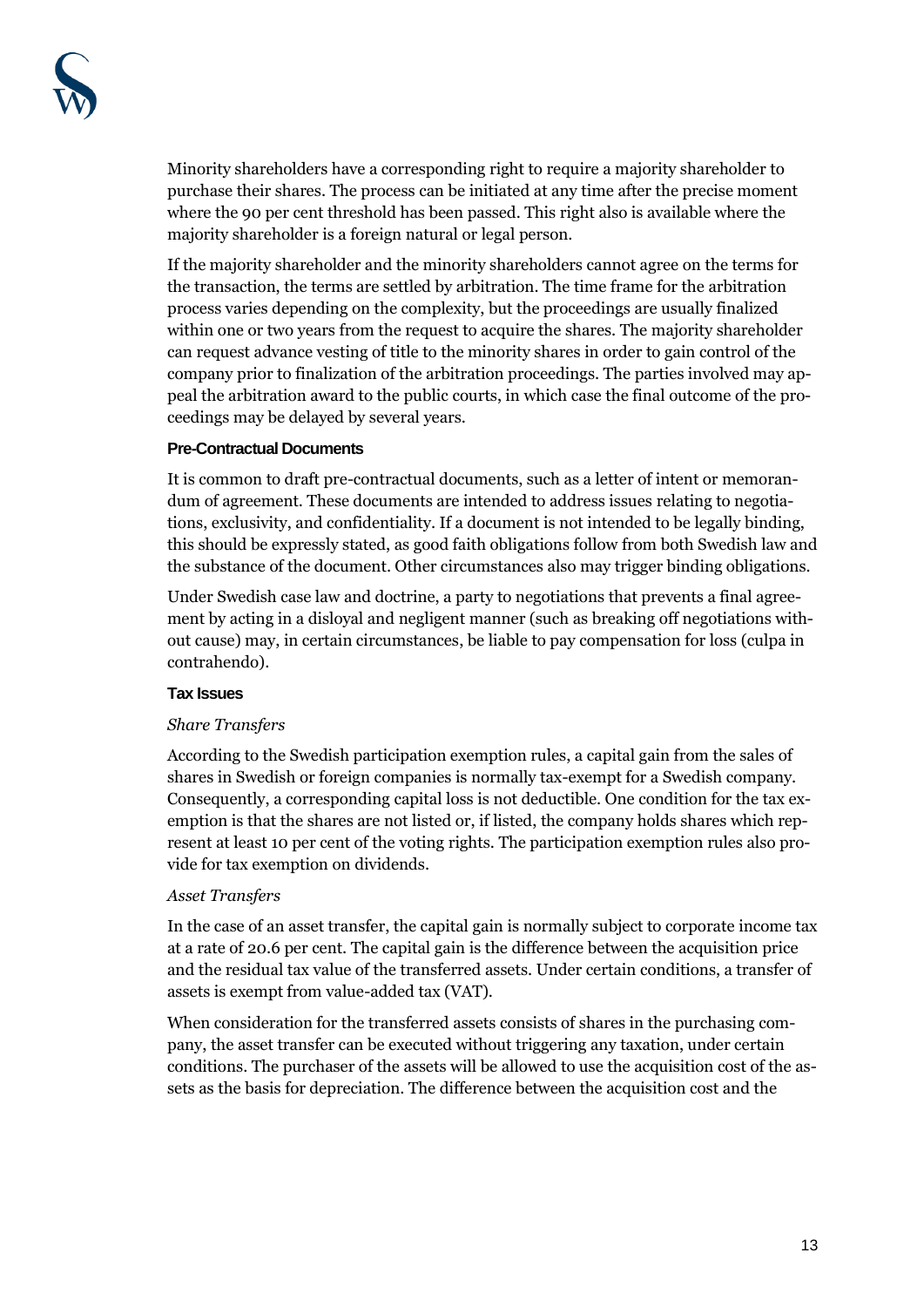Minority shareholders have a corresponding right to require a majority shareholder to purchase their shares. The process can be initiated at any time after the precise moment where the 90 per cent threshold has been passed. This right also is available where the majority shareholder is a foreign natural or legal person.

If the majority shareholder and the minority shareholders cannot agree on the terms for the transaction, the terms are settled by arbitration. The time frame for the arbitration process varies depending on the complexity, but the proceedings are usually finalized within one or two years from the request to acquire the shares. The majority shareholder can request advance vesting of title to the minority shares in order to gain control of the company prior to finalization of the arbitration proceedings. The parties involved may appeal the arbitration award to the public courts, in which case the final outcome of the proceedings may be delayed by several years.

#### Pre-Contractual Documents

It is common to draft pre-contractual documents, such as a letter of intent or memorandum of agreement. These documents are intended to address issues relating to negotiations, exclusivity, and confidentiality. If a document is not intended to be legally binding, this should be expressly stated, as good faith obligations follow from both Swedish law and the substance of the document. Other circumstances also may trigger binding obligations.

Under Swedish case law and doctrine, a party to negotiations that prevents a final agreement by acting in a disloyal and negligent manner (such as breaking off negotiations without cause) may, in certain circumstances, be liable to pay compensation for loss (culpa in contrahendo).

#### Tax Issues

*Share Transfers*

According to the Swedish participation exemption rules, a capital gain from the sales of shares in Swedish or foreign companies is normally tax-exempt for a Swedish company. Consequently, a corresponding capital loss is not deductible. One condition for the tax exemption is that the shares are not listed or, if listed, the company holds shares which represent at least 10 per cent of the voting rights. The participation exemption rules also provide for tax exemption on dividends.

*Asset Transfers*

In the case of an asset transfer, the capital gain is normally subject to corporate income tax at a rate of 20.6 per cent. The capital gain is the difference between the acquisition price and the residual tax value of the transferred assets. Under certain conditions, a transfer of assets is exempt from value-added tax (VAT).

When consideration for the transferred assets consists of shares in the purchasing company, the asset transfer can be executed without triggering any taxation, under certain conditions. The purchaser of the assets will be allowed to use the acquisition cost of the assets as the basis for depreciation. The difference between the acquisition cost and the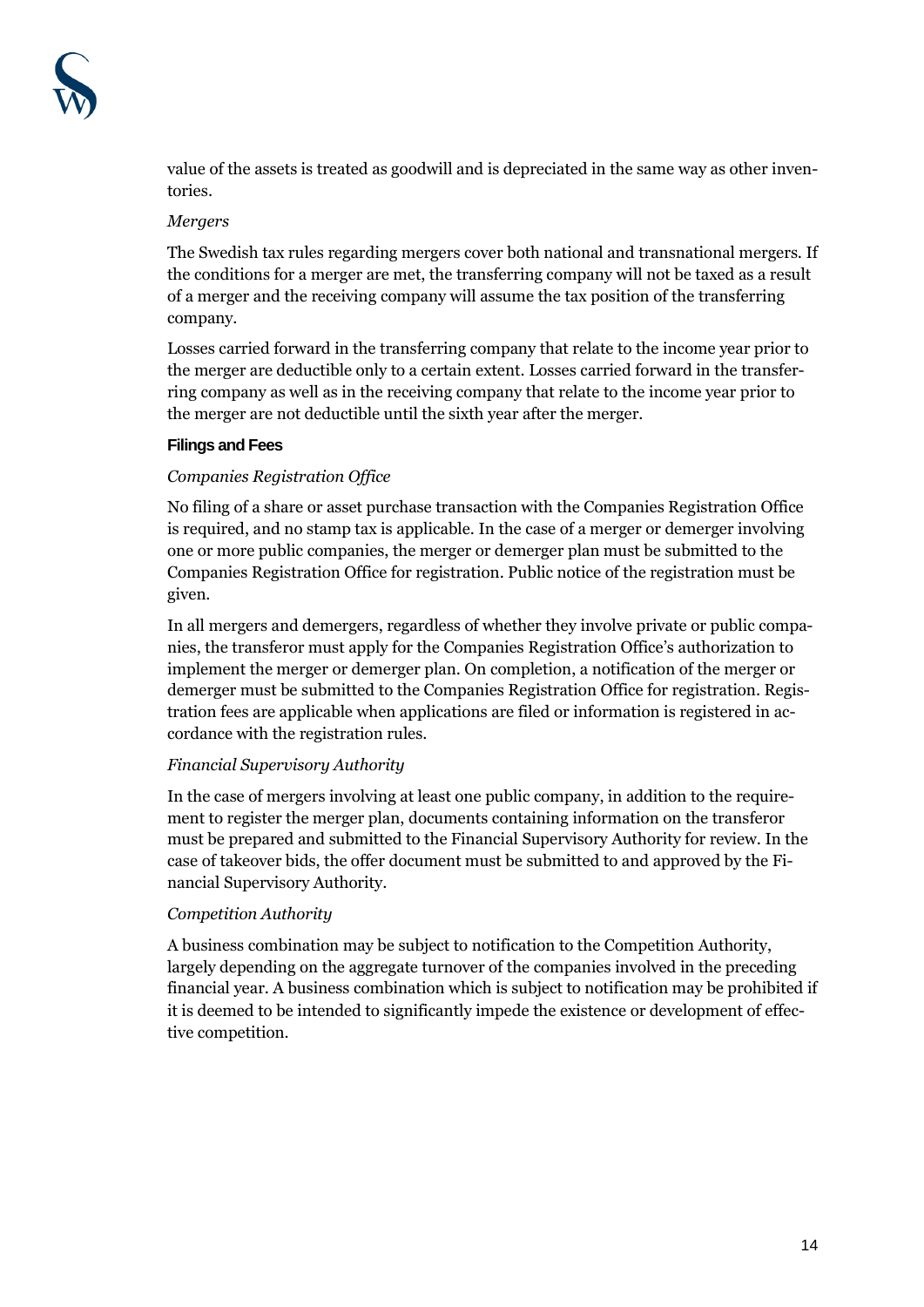value of the assets is treated as goodwill and is depreciated in the same way as other inventories.

*Mergers*

The Swedish tax rules regarding mergers cover both national and transnational mergers. If the conditions for a merger are met, the transferring company will not be taxed as a result of a merger and the receiving company will assume the tax position of the transferring company.

Losses carried forward in the transferring company that relate to the income year prior to the merger are deductible only to a certain extent. Losses carried forward in the transferring company as well as in the receiving company that relate to the income year prior to the merger are not deductible until the sixth year after the merger.

**Filings and Fees**

*Companies Registration Office*

No filing of a share or asset purchase transaction with the Companies Registration Office is required, and no stamp tax is applicable. In the case of a merger or demerger involving one or more public companies, the merger or demerger plan must be submitted to the Companies Registration Office for registration. Public notice of the registration must be given.

In all mergers and demergers, regardless of whether they involve private or public companies, the transferor must apply for the Companies Registration Office's authorization to implement the merger or demerger plan. On completion, a notification of the merger or demerger must be submitted to the Companies Registration Office for registration. Registration fees are applicable when applications are filed or information is registered in accordance with the registration rules.

*Financial Supervisory Authority*

In the case of mergers involving at least one public company, in addition to the requirement to register the merger plan, documents containing information on the transferor must be prepared and submitted to the Financial Supervisory Authority for review. In the case of takeover bids, the offer document must be submitted to and approved by the Financial Supervisory Authority.

*Competition Authority*

A business combination may be subject to notification to the Competition Authority, largely depending on the aggregate turnover of the companies involved in the preceding financial year. A business combination which is subject to notification may be prohibited if it is deemed to be intended to significantly impede the existence or development of effective competition.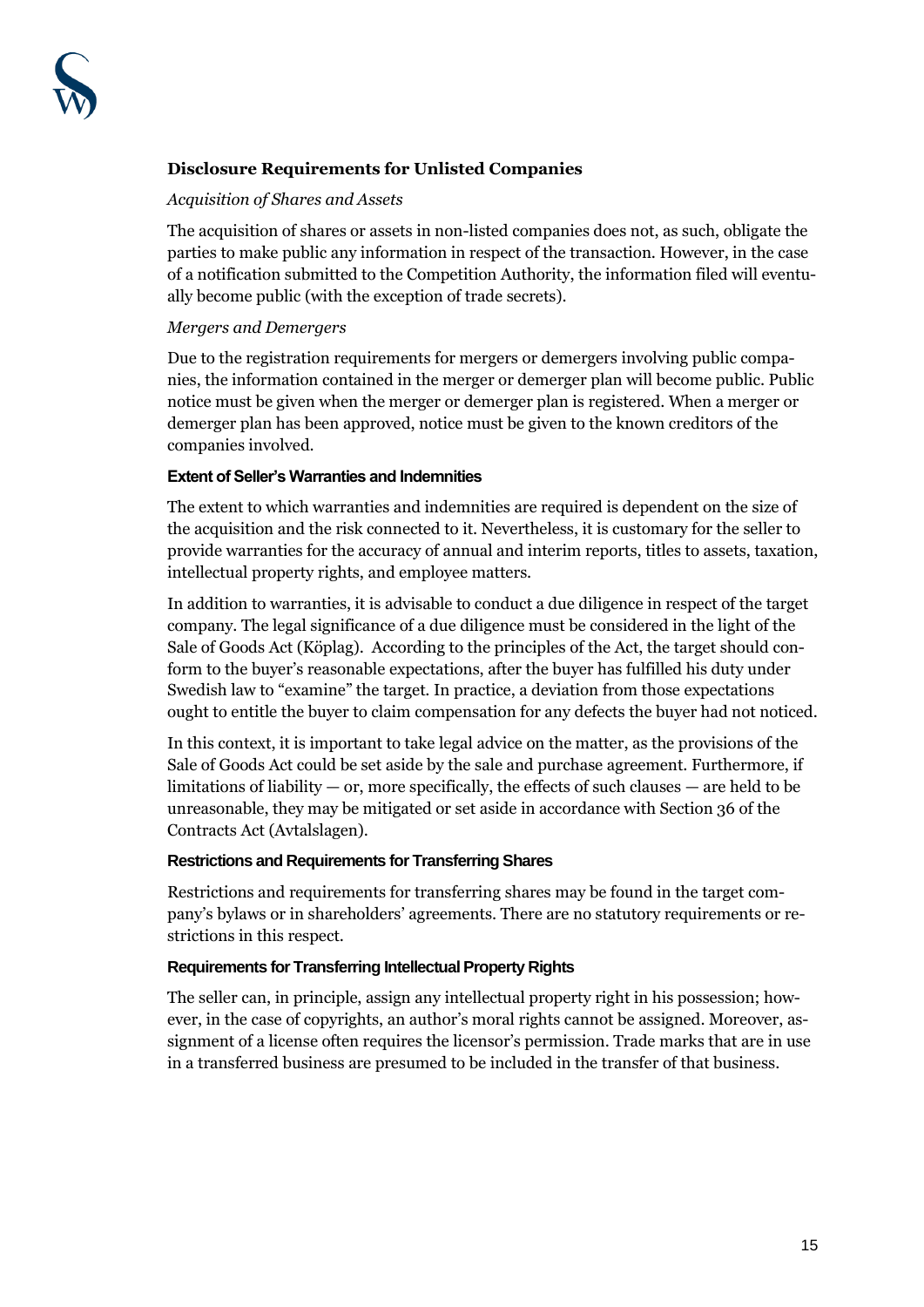## Disclosure Requirements for Unlisted Companies

*Acquisition of Shares and Assets*

The acquisition of shares or assets in non-listed companies does not, as such, obligate the parties to make public any information in respect of the transaction. However, in the case of a notification submitted to the Competition Authority, the information filed will eventually become public (with the exception of trade secrets).

*Mergers and Demergers*

Due to the registration requirements for mergers or demergers involving public companies, the information contained in the merger or demerger plan will become public. Public notice must be given when the merger or demerger plan is registered. When a merger or demerger plan has been approved, notice must be given to the known creditors of the companies involved.

### Extent of Seller's Warranties and Indemnities

The extent to which warranties and indemnities are required is dependent on the size of the acquisition and the risk connected to it. Nevertheless, it is customary for the seller to provide warranties for the accuracy of annual and interim reports, titles to assets, taxation, intellectual property rights, and employee matters.

In addition to warranties, it is advisable to conduct a due diligence in respect of the target company. The legal significance of a due diligence must be considered in the light of the Sale of Goods Act (Köplag). According to the principles of the Act, the target should conform to the buyer's reasonable expectations, after the buyer has fulfilled his duty under Swedish law to "examine" the target. In practice, a deviation from those expectations ought to entitle the buyer to claim compensation for any defects the buyer had not noticed.

In this context, it is important to take legal advice on the matter, as the provisions of the Sale of Goods Act could be set aside by the sale and purchase agreement. Furthermore, if limitations of liability — or, more specifically, the effects of such clauses — are held to be unreasonable, they may be mitigated or set aside in accordance with Section 36 of the Contracts Act (Avtalslagen).

### Restrictions and Requirements for Transferring Shares

Restrictions and requirements for transferring shares may be found in the target company's bylaws or in shareholders' agreements. There are no statutory requirements or restrictions in this respect.

### Requirements for Transferring Intellectual Property Rights

The seller can, in principle, assign any intellectual property right in his possession; however, in the case of copyrights, an author's moral rights cannot be assigned. Moreover, assignment of a license often requires the licensor's permission. Trade marks that are in use in a transferred business are presumed to be included in the transfer of that business.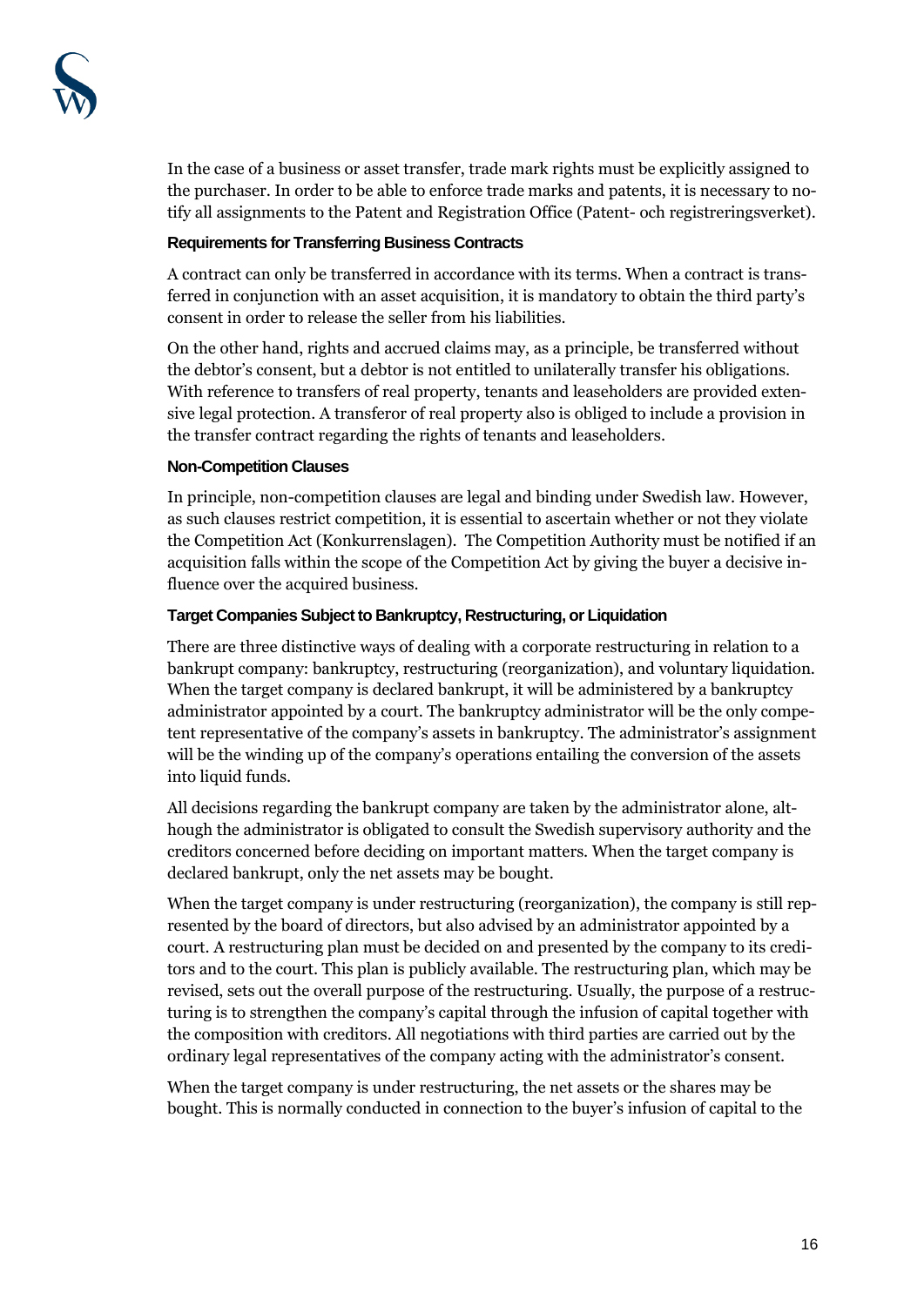In the case of a business or asset transfer, trade mark rights must be explicitly assigned to the purchaser. In order to be able to enforce trade marks and patents, it is necessary to notify all assignments to the Patent and Registration Office (Patent- och registreringsverket).

#### Requirements for Transferring Business Contracts

A contract can only be transferred in accordance with its terms. When a contract is transferred in conjunction with an asset acquisition, it is mandatory to obtain the third party's consent in order to release the seller from his liabilities.

On the other hand, rights and accrued claims may, as a principle, be transferred without the debtor's consent, but a debtor is not entitled to unilaterally transfer his obligations. With reference to transfers of real property, tenants and leaseholders are provided extensive legal protection. A transferor of real property also is obliged to include a provision in the transfer contract regarding the rights of tenants and leaseholders.

#### Non-Competition Clauses

In principle, non-competition clauses are legal and binding under Swedish law. However, as such clauses restrict competition, it is essential to ascertain whether or not they violate the Competition Act (Konkurrenslagen). The Competition Authority must be notified if an acquisition falls within the scope of the Competition Act by giving the buyer a decisive influence over the acquired business.

#### Target Companies Subject to Bankruptcy, Restructuring, or Liquidation

There are three distinctive ways of dealing with a corporate restructuring in relation to a bankrupt company: bankruptcy, restructuring (reorganization), and voluntary liquidation. When the target company is declared bankrupt, it will be administered by a bankruptcy administrator appointed by a court. The bankruptcy administrator will be the only competent representative of the company's assets in bankruptcy. The administrator's assignment will be the winding up of the company's operations entailing the conversion of the assets into liquid funds.

All decisions regarding the bankrupt company are taken by the administrator alone, although the administrator is obligated to consult the Swedish supervisory authority and the creditors concerned before deciding on important matters. When the target company is declared bankrupt, only the net assets may be bought.

When the target company is under restructuring (reorganization), the company is still represented by the board of directors, but also advised by an administrator appointed by a court. A restructuring plan must be decided on and presented by the company to its creditors and to the court. This plan is publicly available. The restructuring plan, which may be revised, sets out the overall purpose of the restructuring. Usually, the purpose of a restructuring is to strengthen the company's capital through the infusion of capital together with the composition with creditors. All negotiations with third parties are carried out by the ordinary legal representatives of the company acting with the administrator's consent.

When the target company is under restructuring, the net assets or the shares may be bought. This is normally conducted in connection to the buyer's infusion of capital to the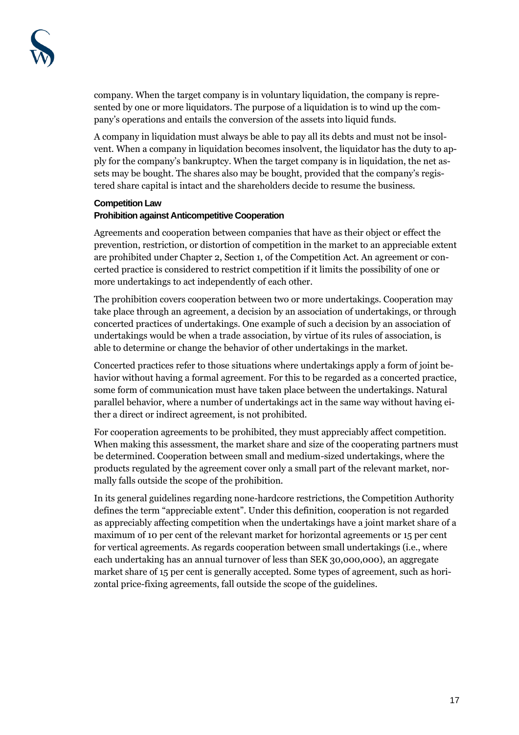company. When the target company is in voluntary liquidation, the company is represented by one or more liquidators. The purpose of a liquidation is to wind up the company's operations and entails the conversion of the assets into liquid funds.

A company in liquidation must always be able to pay all its debts and must not be insolvent. When a company in liquidation becomes insolvent, the liquidator has the duty to apply for the company's bankruptcy. When the target company is in liquidation, the net assets may be bought. The shares also may be bought, provided that the company's registered share capital is intact and the shareholders decide to resume the business.

## Competition Law

### Prohibition against Anticompetitive Cooperation

Agreements and cooperation between companies that have as their object or effect the prevention, restriction, or distortion of competition in the market to an appreciable extent are prohibited under Chapter 2, Section 1, of the Competition Act. An agreement or concerted practice is considered to restrict competition if it limits the possibility of one or more undertakings to act independently of each other.

The prohibition covers cooperation between two or more undertakings. Cooperation may take place through an agreement, a decision by an association of undertakings, or through concerted practices of undertakings. One example of such a decision by an association of undertakings would be when a trade association, by virtue of its rules of association, is able to determine or change the behavior of other undertakings in the market.

Concerted practices refer to those situations where undertakings apply a form of joint behavior without having a formal agreement. For this to be regarded as a concerted practice, some form of communication must have taken place between the undertakings. Natural parallel behavior, where a number of undertakings act in the same way without having either a direct or indirect agreement, is not prohibited.

For cooperation agreements to be prohibited, they must appreciably affect competition. When making this assessment, the market share and size of the cooperating partners must be determined. Cooperation between small and medium-sized undertakings, where the products regulated by the agreement cover only a small part of the relevant market, normally falls outside the scope of the prohibition.

In its general guidelines regarding none-hardcore restrictions, the Competition Authority defines the term "appreciable extent". Under this definition, cooperation is not regarded as appreciably affecting competition when the undertakings have a joint market share of a maximum of 10 per cent of the relevant market for horizontal agreements or 15 per cent for vertical agreements. As regards cooperation between small undertakings (i.e., where each undertaking has an annual turnover of less than SEK 30,000,000), an aggregate market share of 15 per cent is generally accepted. Some types of agreement, such as horizontal price-fixing agreements, fall outside the scope of the guidelines.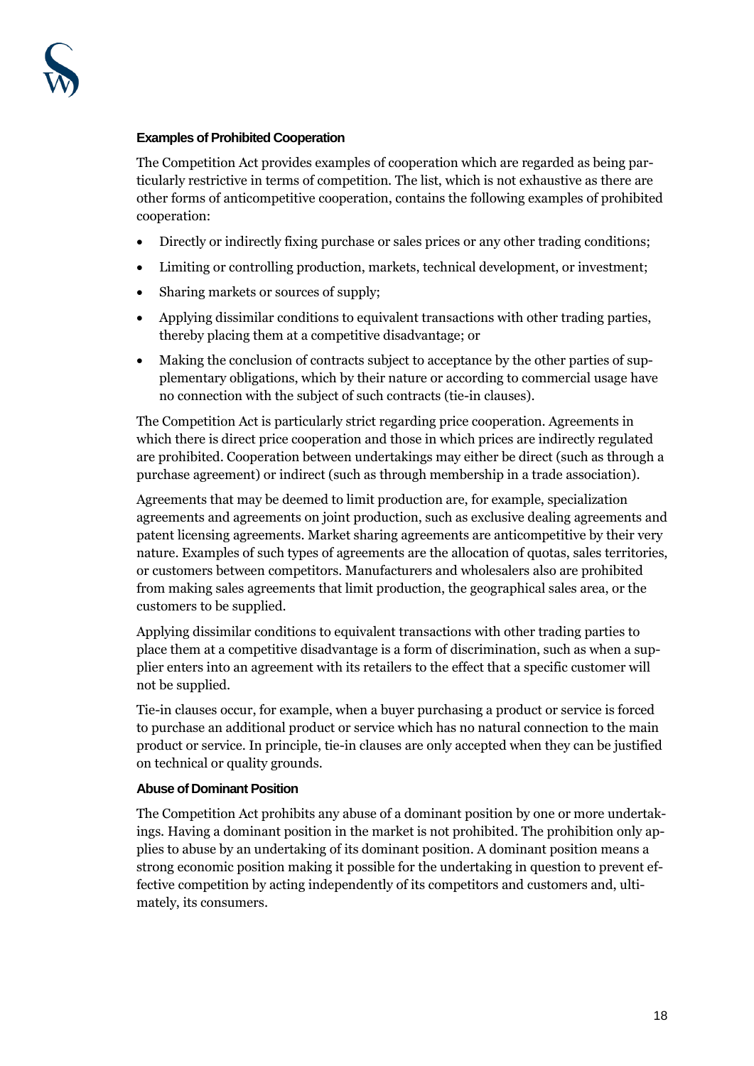### Examples of Prohibited Cooperation

The Competition Act provides examples of cooperation which are regarded as being particularly restrictive in terms of competition. The list, which is not exhaustive as there are other forms of anticompetitive cooperation, contains the following examples of prohibited cooperation:

- Directly or indirectly fixing purchase or sales prices or any other trading conditions;
- Limiting or controlling production, markets, technical development, or investment;
- Sharing markets or sources of supply;
- Applying dissimilar conditions to equivalent transactions with other trading parties, thereby placing them at a competitive disadvantage; or
- Making the conclusion of contracts subject to acceptance by the other parties of supplementary obligations, which by their nature or according to commercial usage have no connection with the subject of such contracts (tie-in clauses).

The Competition Act is particularly strict regarding price cooperation. Agreements in which there is direct price cooperation and those in which prices are indirectly regulated are prohibited. Cooperation between undertakings may either be direct (such as through a purchase agreement) or indirect (such as through membership in a trade association).

Agreements that may be deemed to limit production are, for example, specialization agreements and agreements on joint production, such as exclusive dealing agreements and patent licensing agreements. Market sharing agreements are anticompetitive by their very nature. Examples of such types of agreements are the allocation of quotas, sales territories, or customers between competitors. Manufacturers and wholesalers also are prohibited from making sales agreements that limit production, the geographical sales area, or the customers to be supplied.

Applying dissimilar conditions to equivalent transactions with other trading parties to place them at a competitive disadvantage is a form of discrimination, such as when a supplier enters into an agreement with its retailers to the effect that a specific customer will not be supplied.

Tie-in clauses occur, for example, when a buyer purchasing a product or service is forced to purchase an additional product or service which has no natural connection to the main product or service. In principle, tie-in clauses are only accepted when they can be justified on technical or quality grounds.

### Abuse of Dominant Position

The Competition Act prohibits any abuse of a dominant position by one or more undertakings. Having a dominant position in the market is not prohibited. The prohibition only applies to abuse by an undertaking of its dominant position. A dominant position means a strong economic position making it possible for the undertaking in question to prevent effective competition by acting independently of its competitors and customers and, ultimately, its consumers.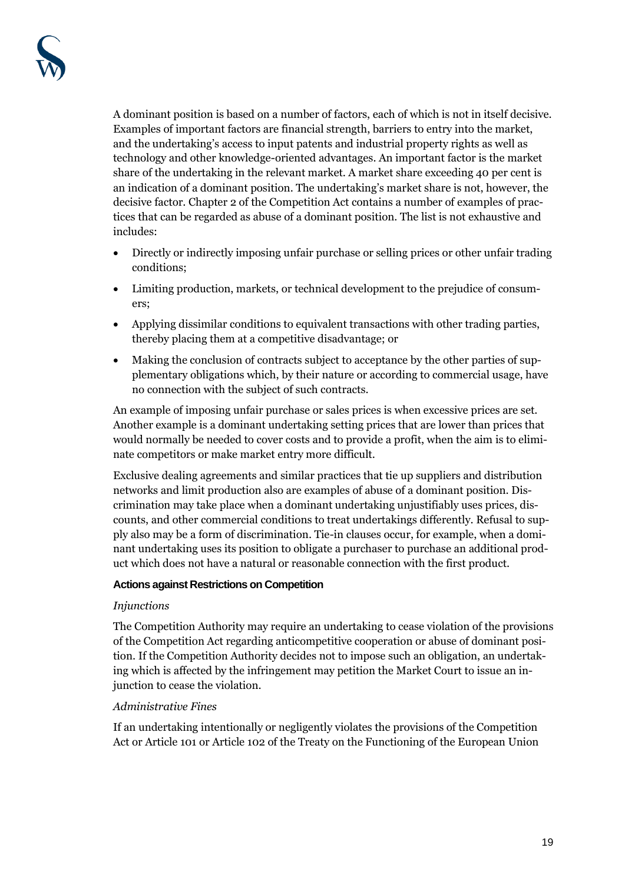A dominant position is based on a number of factors, each of which is not in itself decisive. Examples of important factors are financial strength, barriers to entry into the market, and the undertaking's access to input patents and industrial property rights as well as technology and other knowledge-oriented advantages. An important factor is the market share of the undertaking in the relevant market. A market share exceeding 40 per cent is an indication of a dominant position. The undertaking's market share is not, however, the decisive factor. Chapter 2 of the Competition Act contains a number of examples of practices that can be regarded as abuse of a dominant position. The list is not exhaustive and includes:

- Directly or indirectly imposing unfair purchase or selling prices or other unfair trading conditions;
- Limiting production, markets, or technical development to the prejudice of consumers;
- Applying dissimilar conditions to equivalent transactions with other trading parties, thereby placing them at a competitive disadvantage; or
- Making the conclusion of contracts subject to acceptance by the other parties of supplementary obligations which, by their nature or according to commercial usage, have no connection with the subject of such contracts.

An example of imposing unfair purchase or sales prices is when excessive prices are set. Another example is a dominant undertaking setting prices that are lower than prices that would normally be needed to cover costs and to provide a profit, when the aim is to eliminate competitors or make market entry more difficult.

Exclusive dealing agreements and similar practices that tie up suppliers and distribution networks and limit production also are examples of abuse of a dominant position. Discrimination may take place when a dominant undertaking unjustifiably uses prices, discounts, and other commercial conditions to treat undertakings differently. Refusal to supply also may be a form of discrimination. Tie-in clauses occur, for example, when a dominant undertaking uses its position to obligate a purchaser to purchase an additional product which does not have a natural or reasonable connection with the first product.

#### Actions against Restrictions on Competition

*Injunctions*

The Competition Authority may require an undertaking to cease violation of the provisions of the Competition Act regarding anticompetitive cooperation or abuse of dominant position. If the Competition Authority decides not to impose such an obligation, an undertaking which is affected by the infringement may petition the Market Court to issue an injunction to cease the violation.

*Administrative Fines*

If an undertaking intentionally or negligently violates the provisions of the Competition Act or Article 101 or Article 102 of the Treaty on the Functioning of the European Union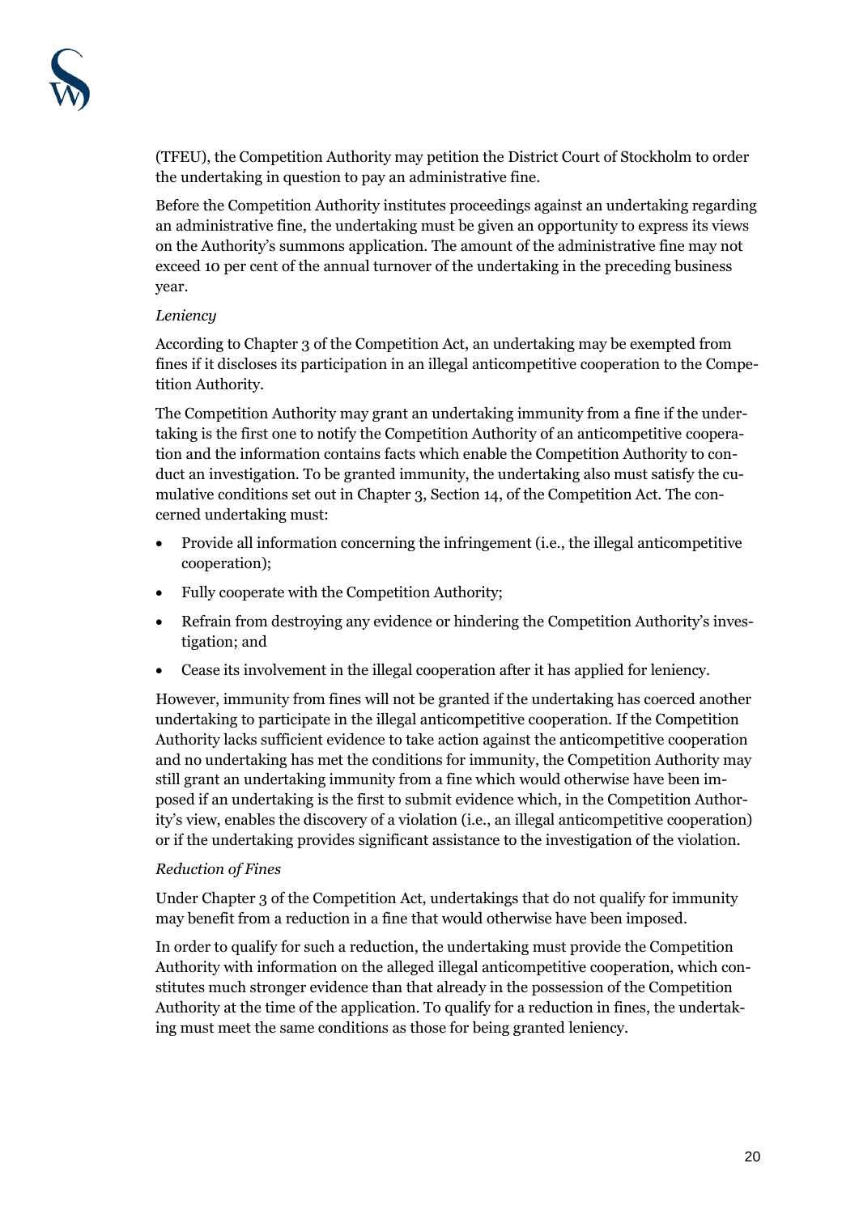(TFEU), the Competition Authority may petition the District Court of Stockholm to order the undertaking in question to pay an administrative fine.

Before the Competition Authority institutes proceedings against an undertaking regarding an administrative fine, the undertaking must be given an opportunity to express its views on the Authority's summons application. The amount of the administrative fine may not exceed 10 per cent of the annual turnover of the undertaking in the preceding business year.

*Leniency*

According to Chapter 3 of the Competition Act, an undertaking may be exempted from fines if it discloses its participation in an illegal anticompetitive cooperation to the Competition Authority.

The Competition Authority may grant an undertaking immunity from a fine if the undertaking is the first one to notify the Competition Authority of an anticompetitive cooperation and the information contains facts which enable the Competition Authority to conduct an investigation. To be granted immunity, the undertaking also must satisfy the cumulative conditions set out in Chapter 3, Section 14, of the Competition Act. The concerned undertaking must:

- Provide all information concerning the infringement (i.e., the illegal anticompetitive cooperation);
- Fully cooperate with the Competition Authority;
- Refrain from destroying any evidence or hindering the Competition Authority's investigation; and
- Cease its involvement in the illegal cooperation after it has applied for leniency.

However, immunity from fines will not be granted if the undertaking has coerced another undertaking to participate in the illegal anticompetitive cooperation. If the Competition Authority lacks sufficient evidence to take action against the anticompetitive cooperation and no undertaking has met the conditions for immunity, the Competition Authority may still grant an undertaking immunity from a fine which would otherwise have been imposed if an undertaking is the first to submit evidence which, in the Competition Authority's view, enables the discovery of a violation (i.e., an illegal anticompetitive cooperation) or if the undertaking provides significant assistance to the investigation of the violation.

*Reduction of Fines*

Under Chapter 3 of the Competition Act, undertakings that do not qualify for immunity may benefit from a reduction in a fine that would otherwise have been imposed.

In order to qualify for such a reduction, the undertaking must provide the Competition Authority with information on the alleged illegal anticompetitive cooperation, which constitutes much stronger evidence than that already in the possession of the Competition Authority at the time of the application. To qualify for a reduction in fines, the undertaking must meet the same conditions as those for being granted leniency.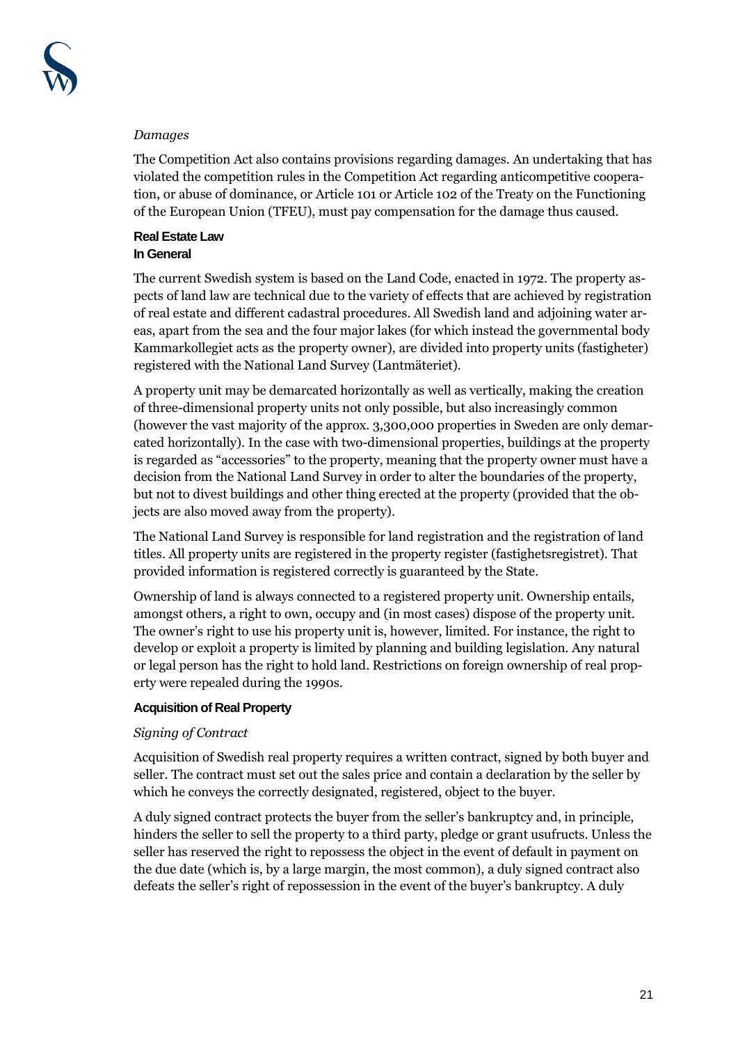*Damages*

The Competition Act also contains provisions regarding damages. An undertaking that has violated the competition rules in the Competition Act regarding anticompetitive cooperation, or abuse of dominance, or Article 101 or Article 102 of the Treaty on the Functioning of the European Union (TFEU), must pay compensation for the damage thus caused.

## Real Estate Law

### In General

The current Swedish system is based on the Land Code, enacted in 1972. The property aspects of land law are technical due to the variety of effects that are achieved by registration of real estate and different cadastral procedures. All Swedish land and adjoining water areas, apart from the sea and the four major lakes (for which instead the governmental body Kammarkollegiet acts as the property owner), are divided into property units (fastigheter) registered with the National Land Survey (Lantmäteriet).

A property unit may be demarcated horizontally as well as vertically, making the creation of three-dimensional property units not only possible, but also increasingly common (however the vast majority of the approx. 3,300,000 properties in Sweden are only demarcated horizontally). In the case with two-dimensional properties, buildings at the property is regarded as "accessories" to the property, meaning that the property owner must have a decision from the National Land Survey in order to alter the boundaries of the property, but not to divest buildings and other thing erected at the property (provided that the objects are also moved away from the property).

The National Land Survey is responsible for land registration and the registration of land titles. All property units are registered in the property register (fastighetsregistret). That provided information is registered correctly is guaranteed by the State.

Ownership of land is always connected to a registered property unit. Ownership entails, amongst others, a right to own, occupy and (in most cases) dispose of the property unit. The owner's right to use his property unit is, however, limited. For instance, the right to develop or exploit a property is limited by planning and building legislation. Any natural or legal person has the right to hold land. Restrictions on foreign ownership of real property were repealed during the 1990s.

### Acquisition of Real Property

*Signing of Contract*

Acquisition of Swedish real property requires a written contract, signed by both buyer and seller. The contract must set out the sales price and contain a declaration by the seller by which he conveys the correctly designated, registered, object to the buyer.

A duly signed contract protects the buyer from the seller's bankruptcy and, in principle, hinders the seller to sell the property to a third party, pledge or grant usufructs. Unless the seller has reserved the right to repossess the object in the event of default in payment on the due date (which is, by a large margin, the most common), a duly signed contract also defeats the seller's right of repossession in the event of the buyer's bankruptcy. A duly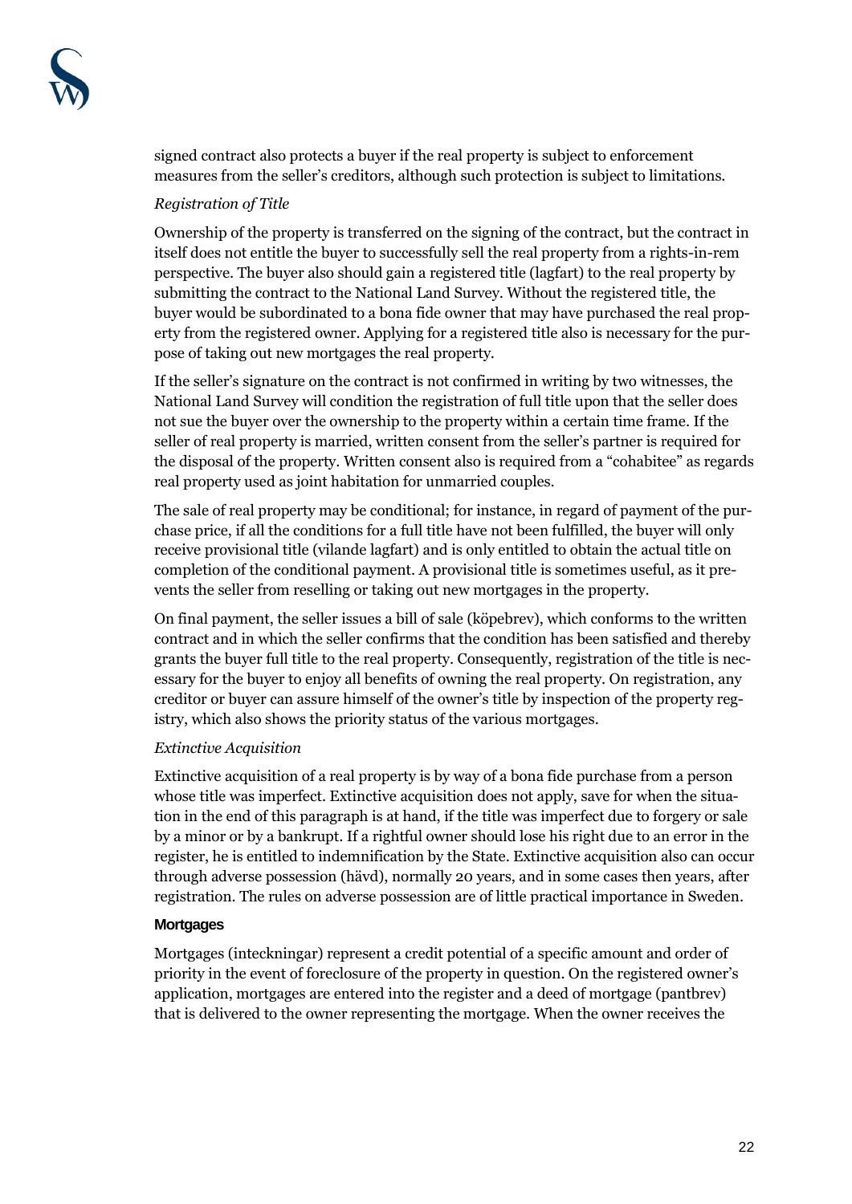signed contract also protects a buyer if the real property is subject to enforcement measures from the seller's creditors, although such protection is subject to limitations.

*Registration of Title*

Ownership of the property is transferred on the signing of the contract, but the contract in itself does not entitle the buyer to successfully sell the real property from a rights-in-rem perspective. The buyer also should gain a registered title (lagfart) to the real property by submitting the contract to the National Land Survey. Without the registered title, the buyer would be subordinated to a bona fide owner that may have purchased the real property from the registered owner. Applying for a registered title also is necessary for the purpose of taking out new mortgages the real property.

If the seller's signature on the contract is not confirmed in writing by two witnesses, the National Land Survey will condition the registration of full title upon that the seller does not sue the buyer over the ownership to the property within a certain time frame. If the seller of real property is married, written consent from the seller's partner is required for the disposal of the property. Written consent also is required from a "cohabitee" as regards real property used as joint habitation for unmarried couples.

The sale of real property may be conditional; for instance, in regard of payment of the purchase price, if all the conditions for a full title have not been fulfilled, the buyer will only receive provisional title (vilande lagfart) and is only entitled to obtain the actual title on completion of the conditional payment. A provisional title is sometimes useful, as it prevents the seller from reselling or taking out new mortgages in the property.

On final payment, the seller issues a bill of sale (köpebrev), which conforms to the written contract and in which the seller confirms that the condition has been satisfied and thereby grants the buyer full title to the real property. Consequently, registration of the title is necessary for the buyer to enjoy all benefits of owning the real property. On registration, any creditor or buyer can assure himself of the owner's title by inspection of the property registry, which also shows the priority status of the various mortgages.

*Extinctive Acquisition*

Extinctive acquisition of a real property is by way of a bona fide purchase from a person whose title was imperfect. Extinctive acquisition does not apply, save for when the situation in the end of this paragraph is at hand, if the title was imperfect due to forgery or sale by a minor or by a bankrupt. If a rightful owner should lose his right due to an error in the register, he is entitled to indemnification by the State. Extinctive acquisition also can occur through adverse possession (hävd), normally 20 years, and in some cases then years, after registration. The rules on adverse possession are of little practical importance in Sweden.

**Mortgages**

Mortgages (inteckningar) represent a credit potential of a specific amount and order of priority in the event of foreclosure of the property in question. On the registered owner's application, mortgages are entered into the register and a deed of mortgage (pantbrev) that is delivered to the owner representing the mortgage. When the owner receives the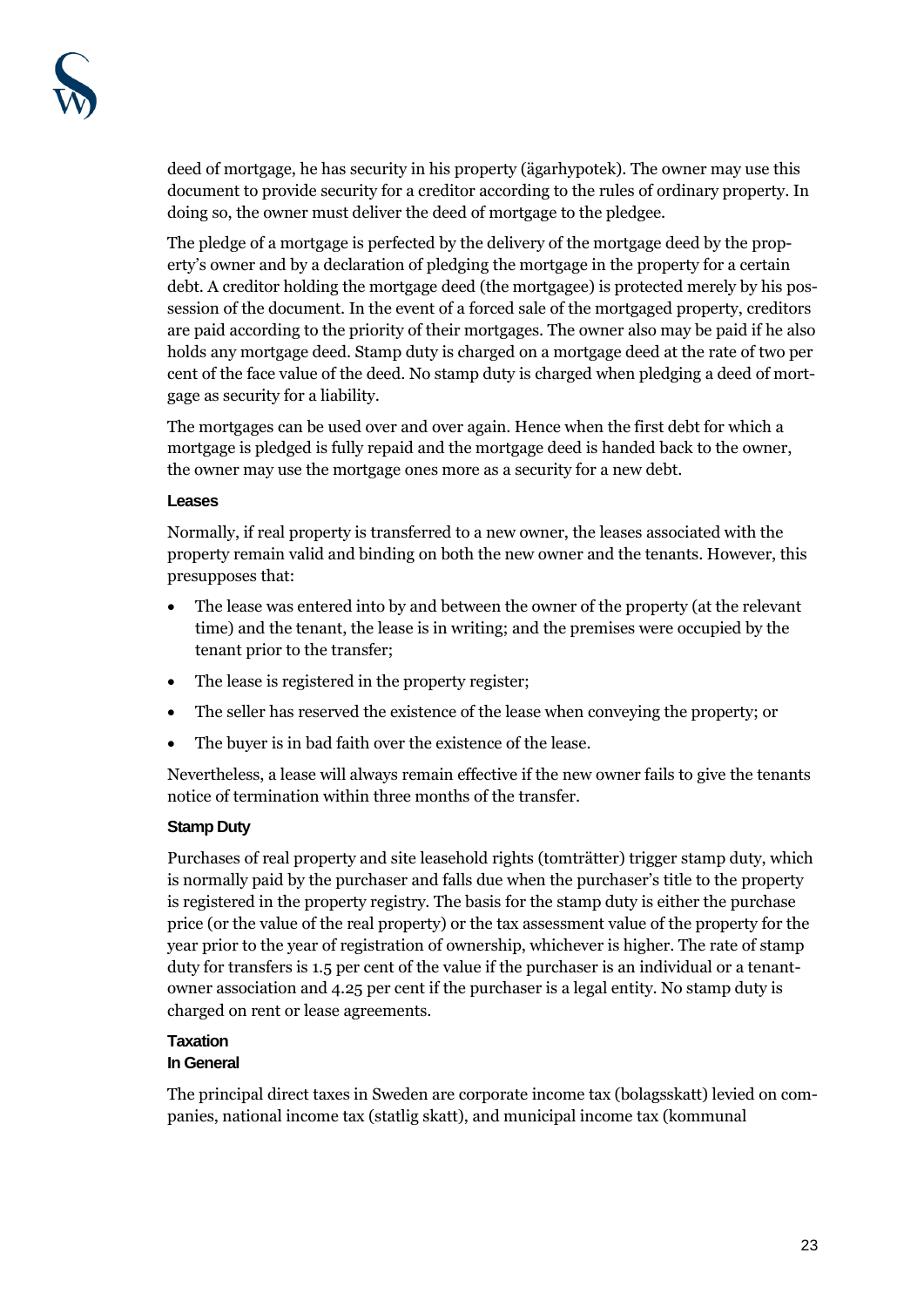deed of mortgage, he has security in his property (ägarhypotek). The owner may use this document to provide security for a creditor according to the rules of ordinary property. In doing so, the owner must deliver the deed of mortgage to the pledgee.

The pledge of a mortgage is perfected by the delivery of the mortgage deed by the property's owner and by a declaration of pledging the mortgage in the property for a certain debt. A creditor holding the mortgage deed (the mortgagee) is protected merely by his possession of the document. In the event of a forced sale of the mortgaged property, creditors are paid according to the priority of their mortgages. The owner also may be paid if he also holds any mortgage deed. Stamp duty is charged on a mortgage deed at the rate of two per cent of the face value of the deed. No stamp duty is charged when pledging a deed of mortgage as security for a liability.

The mortgages can be used over and over again. Hence when the first debt for which a mortgage is pledged is fully repaid and the mortgage deed is handed back to the owner, the owner may use the mortgage ones more as a security for a new debt.

#### Leases

Normally, if real property is transferred to a new owner, the leases associated with the property remain valid and binding on both the new owner and the tenants. However, this presupposes that:

- The lease was entered into by and between the owner of the property (at the relevant time) and the tenant, the lease is in writing; and the premises were occupied by the tenant prior to the transfer;
- The lease is registered in the property register;
- The seller has reserved the existence of the lease when conveying the property; or
- The buyer is in bad faith over the existence of the lease.

Nevertheless, a lease will always remain effective if the new owner fails to give the tenants notice of termination within three months of the transfer.

#### Stamp Duty

Purchases of real property and site leasehold rights (tomträtter) trigger stamp duty, which is normally paid by the purchaser and falls due when the purchaser's title to the property is registered in the property registry. The basis for the stamp duty is either the purchase price (or the value of the real property) or the tax assessment value of the property for the year prior to the year of registration of ownership, whichever is higher. The rate of stamp duty for transfers is 1.5 per cent of the value if the purchaser is an individual or a tenant-owner association and 4.25 per cent if the purchaser is a legal entity. No stamp duty is charged on rent or lease agreements.

### Taxation

#### In General

The principal direct taxes in Sweden are corporate income tax (bolagsskatt) levied on companies, national income tax (statlig skatt), and municipal income tax (kommunal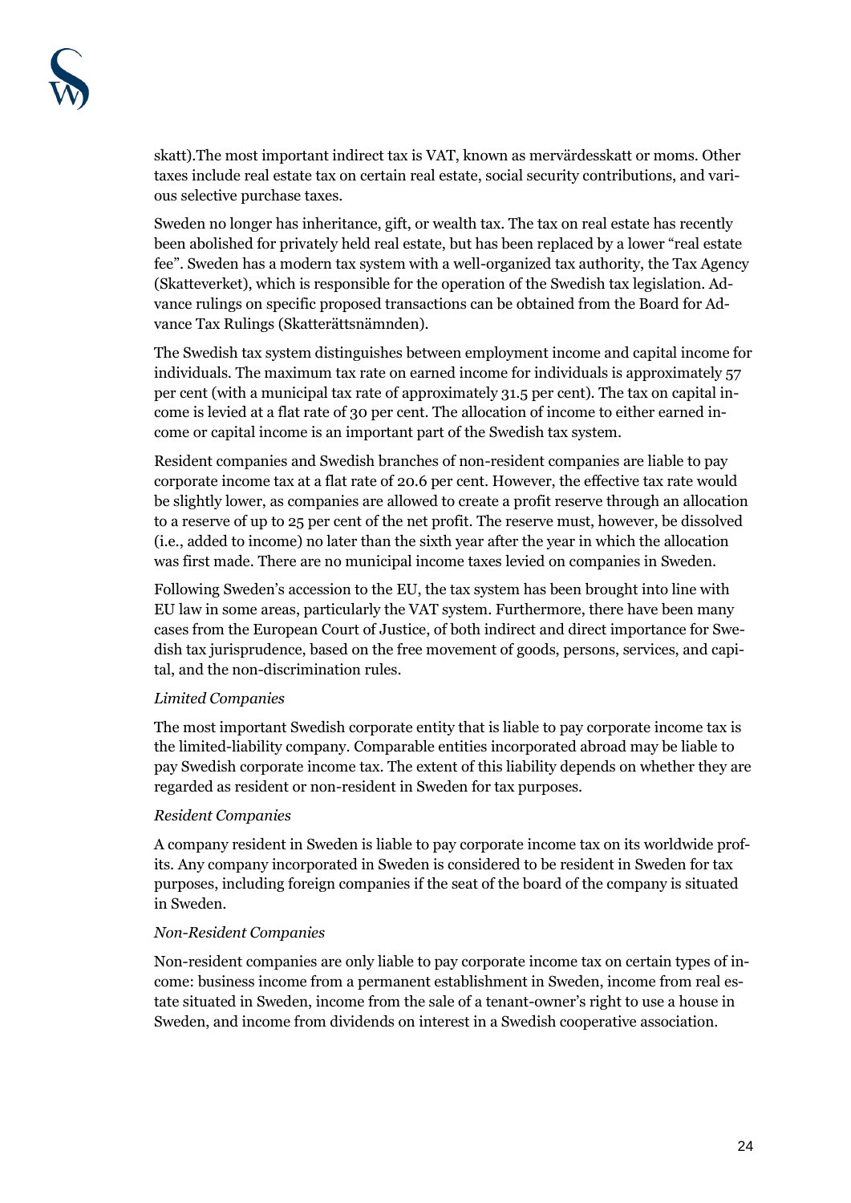skatt).The most important indirect tax is VAT, known as mervärdesskatt or moms. Other taxes include real estate tax on certain real estate, social security contributions, and various selective purchase taxes.

Sweden no longer has inheritance, gift, or wealth tax. The tax on real estate has recently been abolished for privately held real estate, but has been replaced by a lower "real estate fee". Sweden has a modern tax system with a well-organized tax authority, the Tax Agency (Skatteverket), which is responsible for the operation of the Swedish tax legislation. Advance rulings on specific proposed transactions can be obtained from the Board for Advance Tax Rulings (Skatterättsnämnden).

The Swedish tax system distinguishes between employment income and capital income for individuals. The maximum tax rate on earned income for individuals is approximately 57 per cent (with a municipal tax rate of approximately 31.5 per cent). The tax on capital income is levied at a flat rate of 30 per cent. The allocation of income to either earned income or capital income is an important part of the Swedish tax system.

Resident companies and Swedish branches of non-resident companies are liable to pay corporate income tax at a flat rate of 20.6 per cent. However, the effective tax rate would be slightly lower, as companies are allowed to create a profit reserve through an allocation to a reserve of up to 25 per cent of the net profit. The reserve must, however, be dissolved (i.e., added to income) no later than the sixth year after the year in which the allocation was first made. There are no municipal income taxes levied on companies in Sweden.

Following Sweden's accession to the EU, the tax system has been brought into line with EU law in some areas, particularly the VAT system. Furthermore, there have been many cases from the European Court of Justice, of both indirect and direct importance for Swedish tax jurisprudence, based on the free movement of goods, persons, services, and capital, and the non-discrimination rules.

*Limited Companies*

The most important Swedish corporate entity that is liable to pay corporate income tax is the limited-liability company. Comparable entities incorporated abroad may be liable to pay Swedish corporate income tax. The extent of this liability depends on whether they are regarded as resident or non-resident in Sweden for tax purposes.

*Resident Companies*

A company resident in Sweden is liable to pay corporate income tax on its worldwide profits. Any company incorporated in Sweden is considered to be resident in Sweden for tax purposes, including foreign companies if the seat of the board of the company is situated in Sweden.

*Non-Resident Companies*

Non-resident companies are only liable to pay corporate income tax on certain types of income: business income from a permanent establishment in Sweden, income from real estate situated in Sweden, income from the sale of a tenant-owner's right to use a house in Sweden, and income from dividends on interest in a Swedish cooperative association.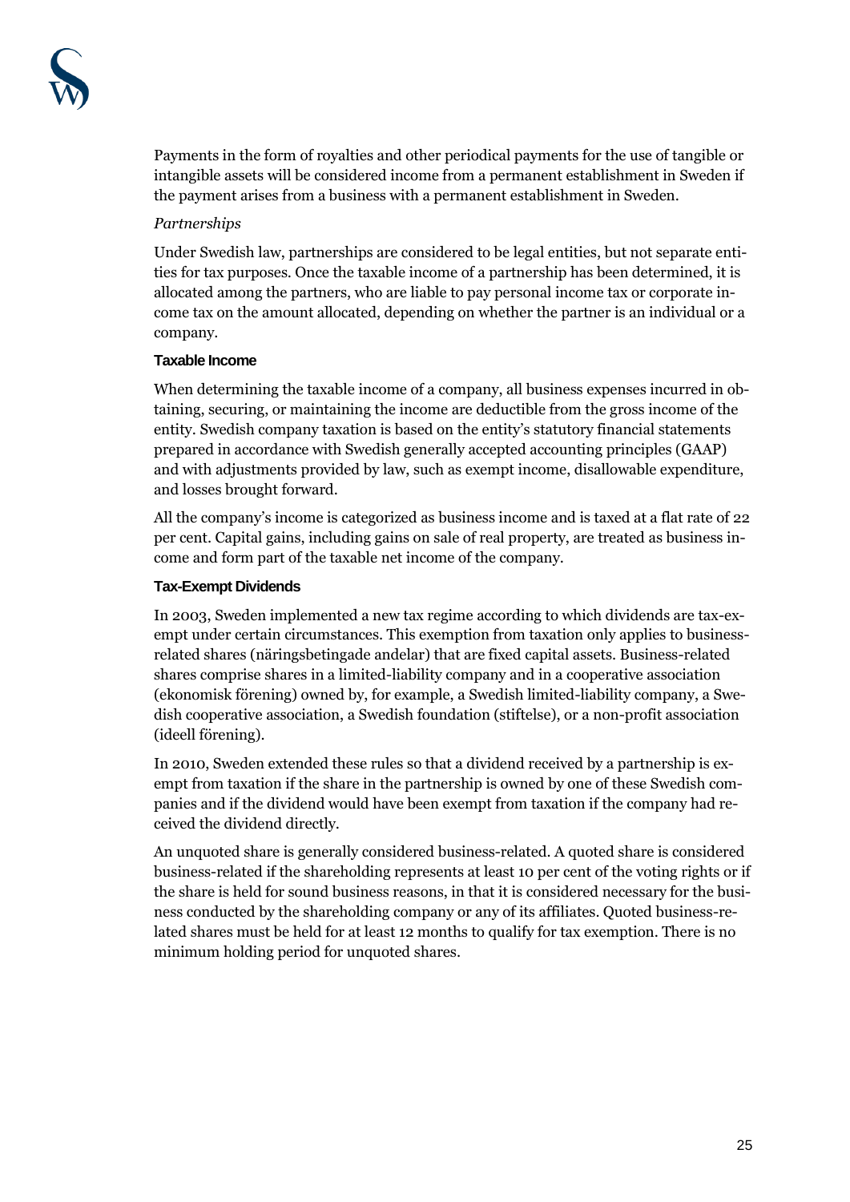Payments in the form of royalties and other periodical payments for the use of tangible or intangible assets will be considered income from a permanent establishment in Sweden if the payment arises from a business with a permanent establishment in Sweden.

*Partnerships*

Under Swedish law, partnerships are considered to be legal entities, but not separate entities for tax purposes. Once the taxable income of a partnership has been determined, it is allocated among the partners, who are liable to pay personal income tax or corporate income tax on the amount allocated, depending on whether the partner is an individual or a company.

#### Taxable Income

When determining the taxable income of a company, all business expenses incurred in obtaining, securing, or maintaining the income are deductible from the gross income of the entity. Swedish company taxation is based on the entity's statutory financial statements prepared in accordance with Swedish generally accepted accounting principles (GAAP) and with adjustments provided by law, such as exempt income, disallowable expenditure, and losses brought forward.

All the company's income is categorized as business income and is taxed at a flat rate of 22 per cent. Capital gains, including gains on sale of real property, are treated as business income and form part of the taxable net income of the company.

#### Tax-Exempt Dividends

In 2003, Sweden implemented a new tax regime according to which dividends are tax-exempt under certain circumstances. This exemption from taxation only applies to business-related shares (näringsbetingade andelar) that are fixed capital assets. Business-related shares comprise shares in a limited-liability company and in a cooperative association (ekonomisk förening) owned by, for example, a Swedish limited-liability company, a Swedish cooperative association, a Swedish foundation (stiftelse), or a non-profit association (ideell förening).

In 2010, Sweden extended these rules so that a dividend received by a partnership is exempt from taxation if the share in the partnership is owned by one of these Swedish companies and if the dividend would have been exempt from taxation if the company had received the dividend directly.

An unquoted share is generally considered business-related. A quoted share is considered business-related if the shareholding represents at least 10 per cent of the voting rights or if the share is held for sound business reasons, in that it is considered necessary for the business conducted by the shareholding company or any of its affiliates. Quoted business-related shares must be held for at least 12 months to qualify for tax exemption. There is no minimum holding period for unquoted shares.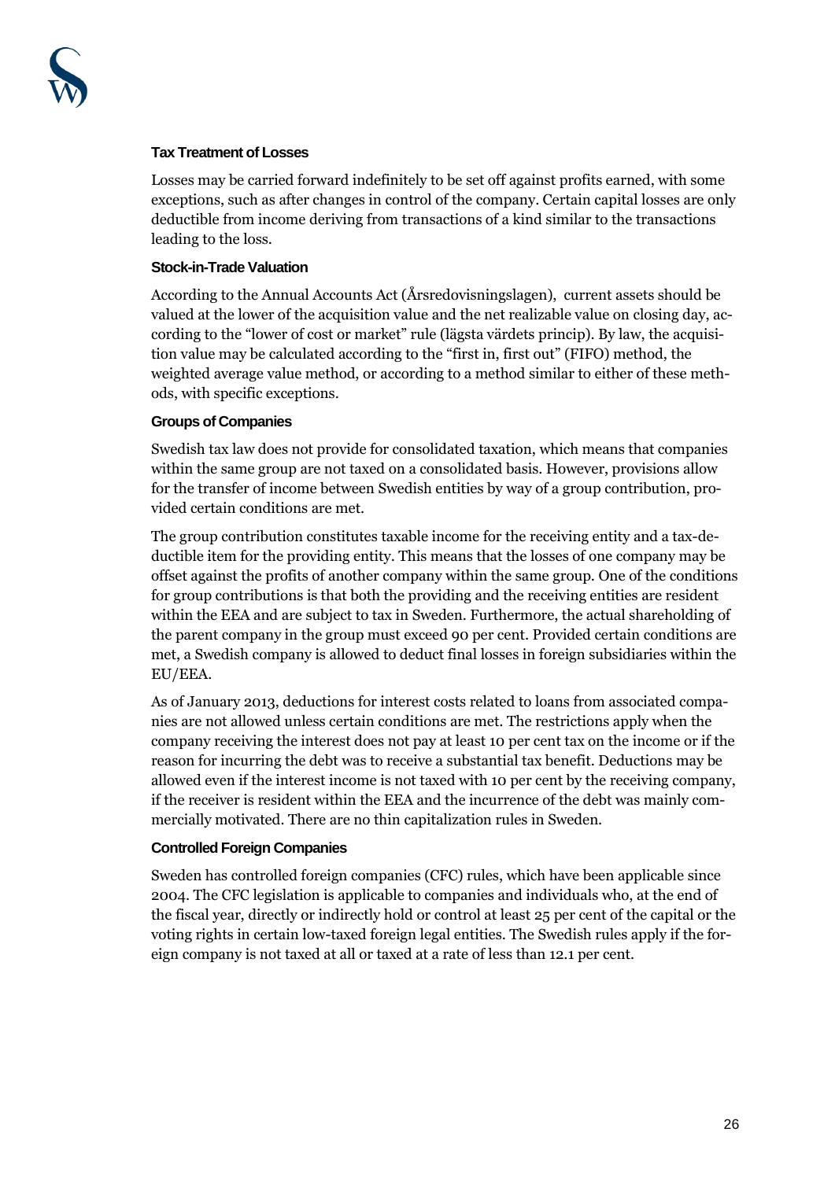### Tax Treatment of Losses

Losses may be carried forward indefinitely to be set off against profits earned, with some exceptions, such as after changes in control of the company. Certain capital losses are only deductible from income deriving from transactions of a kind similar to the transactions leading to the loss.

### Stock-in-Trade Valuation

According to the Annual Accounts Act (Årsredovisningslagen), current assets should be valued at the lower of the acquisition value and the net realizable value on closing day, according to the "lower of cost or market" rule (lägsta värdets princip). By law, the acquisition value may be calculated according to the "first in, first out" (FIFO) method, the weighted average value method, or according to a method similar to either of these methods, with specific exceptions.

### Groups of Companies

Swedish tax law does not provide for consolidated taxation, which means that companies within the same group are not taxed on a consolidated basis. However, provisions allow for the transfer of income between Swedish entities by way of a group contribution, provided certain conditions are met.

The group contribution constitutes taxable income for the receiving entity and a tax-deductible item for the providing entity. This means that the losses of one company may be offset against the profits of another company within the same group. One of the conditions for group contributions is that both the providing and the receiving entities are resident within the EEA and are subject to tax in Sweden. Furthermore, the actual shareholding of the parent company in the group must exceed 90 per cent. Provided certain conditions are met, a Swedish company is allowed to deduct final losses in foreign subsidiaries within the EU/EEA.

As of January 2013, deductions for interest costs related to loans from associated companies are not allowed unless certain conditions are met. The restrictions apply when the company receiving the interest does not pay at least 10 per cent tax on the income or if the reason for incurring the debt was to receive a substantial tax benefit. Deductions may be allowed even if the interest income is not taxed with 10 per cent by the receiving company, if the receiver is resident within the EEA and the incurrence of the debt was mainly commercially motivated. There are no thin capitalization rules in Sweden.

### Controlled Foreign Companies

Sweden has controlled foreign companies (CFC) rules, which have been applicable since 2004. The CFC legislation is applicable to companies and individuals who, at the end of the fiscal year, directly or indirectly hold or control at least 25 per cent of the capital or the voting rights in certain low-taxed foreign legal entities. The Swedish rules apply if the foreign company is not taxed at all or taxed at a rate of less than 12.1 per cent.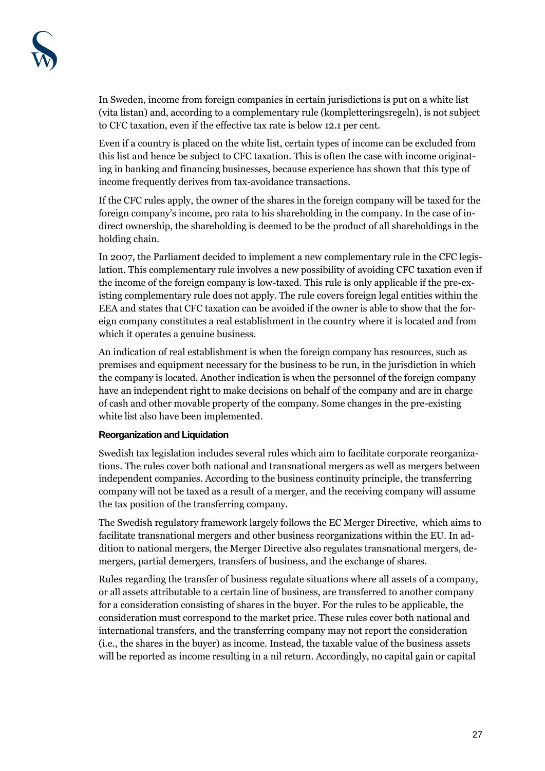In Sweden, income from foreign companies in certain jurisdictions is put on a white list (vita listan) and, according to a complementary rule (kompletteringsregeln), is not subject to CFC taxation, even if the effective tax rate is below 12.1 per cent.

Even if a country is placed on the white list, certain types of income can be excluded from this list and hence be subject to CFC taxation. This is often the case with income originating in banking and financing businesses, because experience has shown that this type of income frequently derives from tax-avoidance transactions.

If the CFC rules apply, the owner of the shares in the foreign company will be taxed for the foreign company's income, pro rata to his shareholding in the company. In the case of indirect ownership, the shareholding is deemed to be the product of all shareholdings in the holding chain.

In 2007, the Parliament decided to implement a new complementary rule in the CFC legislation. This complementary rule involves a new possibility of avoiding CFC taxation even if the income of the foreign company is low-taxed. This rule is only applicable if the pre-existing complementary rule does not apply. The rule covers foreign legal entities within the EEA and states that CFC taxation can be avoided if the owner is able to show that the foreign company constitutes a real establishment in the country where it is located and from which it operates a genuine business.

An indication of real establishment is when the foreign company has resources, such as premises and equipment necessary for the business to be run, in the jurisdiction in which the company is located. Another indication is when the personnel of the foreign company have an independent right to make decisions on behalf of the company and are in charge of cash and other movable property of the company. Some changes in the pre-existing white list also have been implemented.

#### Reorganization and Liquidation

Swedish tax legislation includes several rules which aim to facilitate corporate reorganizations. The rules cover both national and transnational mergers as well as mergers between independent companies. According to the business continuity principle, the transferring company will not be taxed as a result of a merger, and the receiving company will assume the tax position of the transferring company.

The Swedish regulatory framework largely follows the EC Merger Directive, which aims to facilitate transnational mergers and other business reorganizations within the EU. In addition to national mergers, the Merger Directive also regulates transnational mergers, demergers, partial demergers, transfers of business, and the exchange of shares.

Rules regarding the transfer of business regulate situations where all assets of a company, or all assets attributable to a certain line of business, are transferred to another company for a consideration consisting of shares in the buyer. For the rules to be applicable, the consideration must correspond to the market price. These rules cover both national and international transfers, and the transferring company may not report the consideration (i.e., the shares in the buyer) as income. Instead, the taxable value of the business assets will be reported as income resulting in a nil return. Accordingly, no capital gain or capital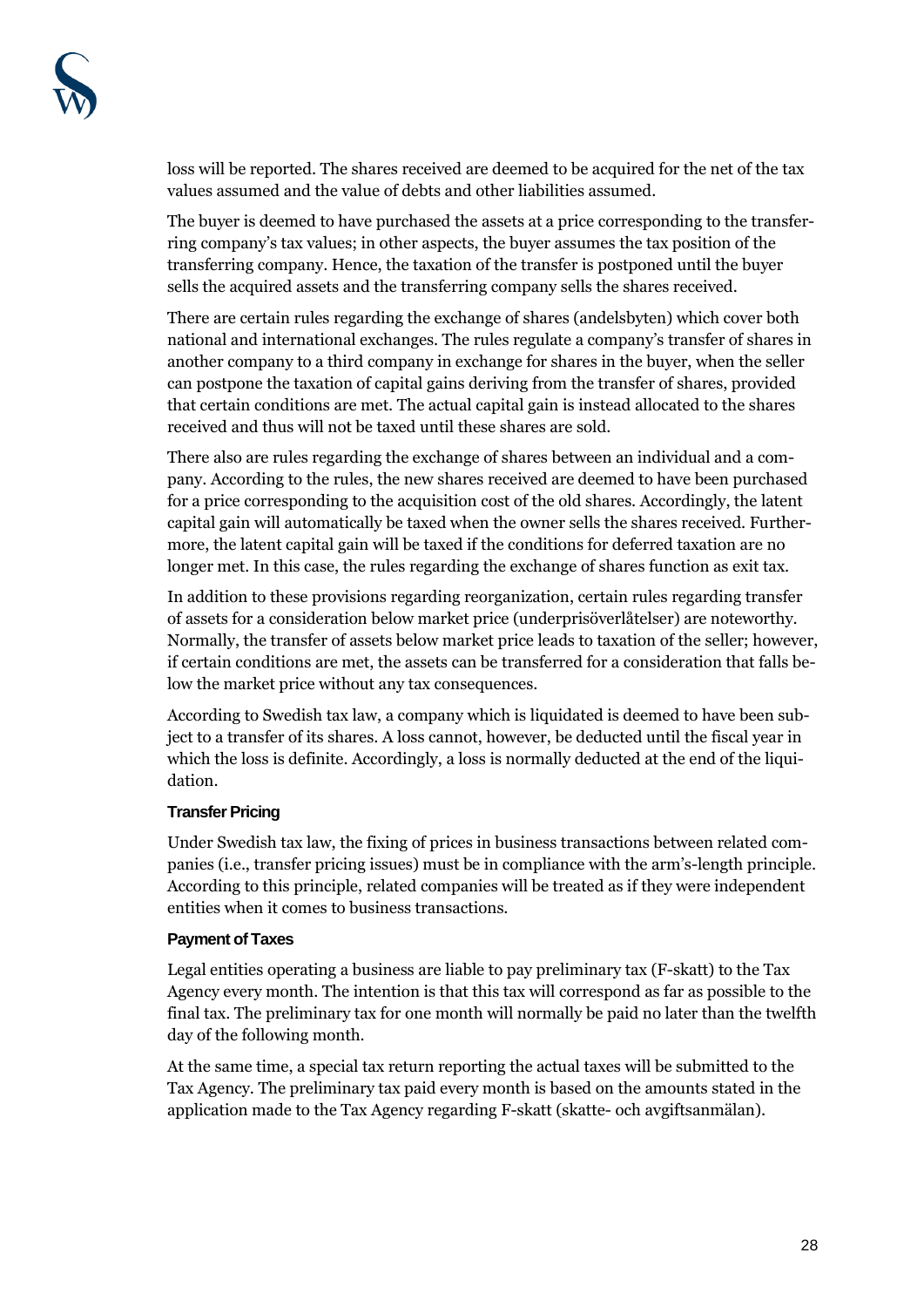loss will be reported. The shares received are deemed to be acquired for the net of the tax values assumed and the value of debts and other liabilities assumed.

The buyer is deemed to have purchased the assets at a price corresponding to the transferring company's tax values; in other aspects, the buyer assumes the tax position of the transferring company. Hence, the taxation of the transfer is postponed until the buyer sells the acquired assets and the transferring company sells the shares received.

There are certain rules regarding the exchange of shares (andelsbyten) which cover both national and international exchanges. The rules regulate a company's transfer of shares in another company to a third company in exchange for shares in the buyer, when the seller can postpone the taxation of capital gains deriving from the transfer of shares, provided that certain conditions are met. The actual capital gain is instead allocated to the shares received and thus will not be taxed until these shares are sold.

There also are rules regarding the exchange of shares between an individual and a company. According to the rules, the new shares received are deemed to have been purchased for a price corresponding to the acquisition cost of the old shares. Accordingly, the latent capital gain will automatically be taxed when the owner sells the shares received. Furthermore, the latent capital gain will be taxed if the conditions for deferred taxation are no longer met. In this case, the rules regarding the exchange of shares function as exit tax.

In addition to these provisions regarding reorganization, certain rules regarding transfer of assets for a consideration below market price (underprisöverlåtelser) are noteworthy. Normally, the transfer of assets below market price leads to taxation of the seller; however, if certain conditions are met, the assets can be transferred for a consideration that falls below the market price without any tax consequences.

According to Swedish tax law, a company which is liquidated is deemed to have been subject to a transfer of its shares. A loss cannot, however, be deducted until the fiscal year in which the loss is definite. Accordingly, a loss is normally deducted at the end of the liquidation.

#### Transfer Pricing

Under Swedish tax law, the fixing of prices in business transactions between related companies (i.e., transfer pricing issues) must be in compliance with the arm's-length principle. According to this principle, related companies will be treated as if they were independent entities when it comes to business transactions.

#### Payment of Taxes

Legal entities operating a business are liable to pay preliminary tax (F-skatt) to the Tax Agency every month. The intention is that this tax will correspond as far as possible to the final tax. The preliminary tax for one month will normally be paid no later than the twelfth day of the following month.

At the same time, a special tax return reporting the actual taxes will be submitted to the Tax Agency. The preliminary tax paid every month is based on the amounts stated in the application made to the Tax Agency regarding F-skatt (skatte- och avgiftsanmälan).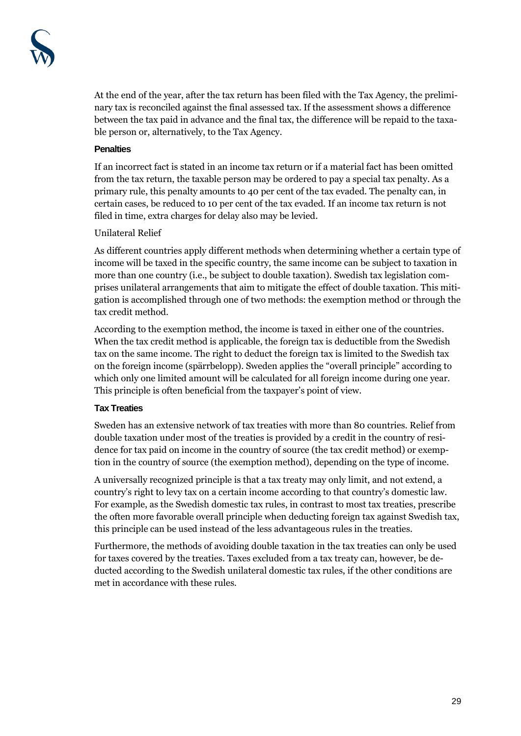At the end of the year, after the tax return has been filed with the Tax Agency, the preliminary tax is reconciled against the final assessed tax. If the assessment shows a difference between the tax paid in advance and the final tax, the difference will be repaid to the taxable person or, alternatively, to the Tax Agency.

#### Penalties

If an incorrect fact is stated in an income tax return or if a material fact has been omitted from the tax return, the taxable person may be ordered to pay a special tax penalty. As a primary rule, this penalty amounts to 40 per cent of the tax evaded. The penalty can, in certain cases, be reduced to 10 per cent of the tax evaded. If an income tax return is not filed in time, extra charges for delay also may be levied.

Unilateral Relief

As different countries apply different methods when determining whether a certain type of income will be taxed in the specific country, the same income can be subject to taxation in more than one country (i.e., be subject to double taxation). Swedish tax legislation comprises unilateral arrangements that aim to mitigate the effect of double taxation. This mitigation is accomplished through one of two methods: the exemption method or through the tax credit method.

According to the exemption method, the income is taxed in either one of the countries. When the tax credit method is applicable, the foreign tax is deductible from the Swedish tax on the same income. The right to deduct the foreign tax is limited to the Swedish tax on the foreign income (spärrbelopp). Sweden applies the "overall principle" according to which only one limited amount will be calculated for all foreign income during one year. This principle is often beneficial from the taxpayer's point of view.

#### Tax Treaties

Sweden has an extensive network of tax treaties with more than 80 countries. Relief from double taxation under most of the treaties is provided by a credit in the country of residence for tax paid on income in the country of source (the tax credit method) or exemption in the country of source (the exemption method), depending on the type of income.

A universally recognized principle is that a tax treaty may only limit, and not extend, a country's right to levy tax on a certain income according to that country's domestic law. For example, as the Swedish domestic tax rules, in contrast to most tax treaties, prescribe the often more favorable overall principle when deducting foreign tax against Swedish tax, this principle can be used instead of the less advantageous rules in the treaties.

Furthermore, the methods of avoiding double taxation in the tax treaties can only be used for taxes covered by the treaties. Taxes excluded from a tax treaty can, however, be deducted according to the Swedish unilateral domestic tax rules, if the other conditions are met in accordance with these rules.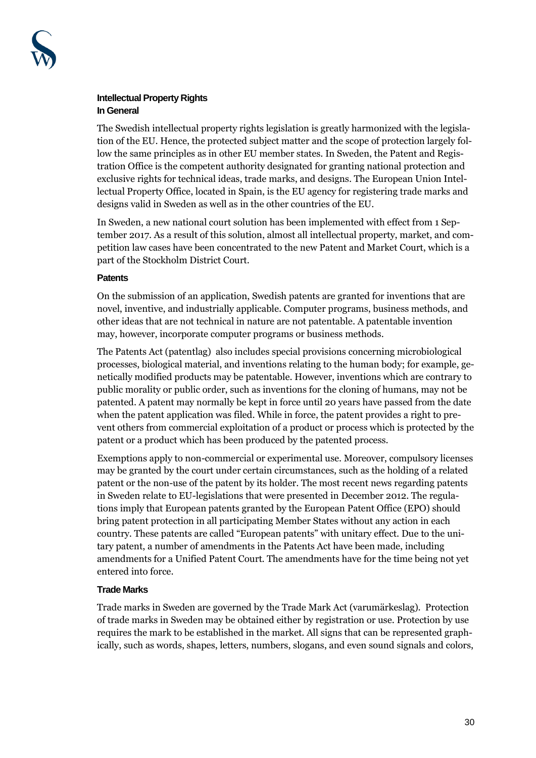## Intellectual Property Rights

### In General

The Swedish intellectual property rights legislation is greatly harmonized with the legislation of the EU. Hence, the protected subject matter and the scope of protection largely follow the same principles as in other EU member states. In Sweden, the Patent and Registration Office is the competent authority designated for granting national protection and exclusive rights for technical ideas, trade marks, and designs. The European Union Intellectual Property Office, located in Spain, is the EU agency for registering trade marks and designs valid in Sweden as well as in the other countries of the EU.

In Sweden, a new national court solution has been implemented with effect from 1 September 2017. As a result of this solution, almost all intellectual property, market, and competition law cases have been concentrated to the new Patent and Market Court, which is a part of the Stockholm District Court.

### Patents

On the submission of an application, Swedish patents are granted for inventions that are novel, inventive, and industrially applicable. Computer programs, business methods, and other ideas that are not technical in nature are not patentable. A patentable invention may, however, incorporate computer programs or business methods.

The Patents Act (patentlag) also includes special provisions concerning microbiological processes, biological material, and inventions relating to the human body; for example, genetically modified products may be patentable. However, inventions which are contrary to public morality or public order, such as inventions for the cloning of humans, may not be patented. A patent may normally be kept in force until 20 years have passed from the date when the patent application was filed. While in force, the patent provides a right to prevent others from commercial exploitation of a product or process which is protected by the patent or a product which has been produced by the patented process.

Exemptions apply to non-commercial or experimental use. Moreover, compulsory licenses may be granted by the court under certain circumstances, such as the holding of a related patent or the non-use of the patent by its holder. The most recent news regarding patents in Sweden relate to EU-legislations that were presented in December 2012. The regulations imply that European patents granted by the European Patent Office (EPO) should bring patent protection in all participating Member States without any action in each country. These patents are called "European patents" with unitary effect. Due to the unitary patent, a number of amendments in the Patents Act have been made, including amendments for a Unified Patent Court. The amendments have for the time being not yet entered into force.

### Trade Marks

Trade marks in Sweden are governed by the Trade Mark Act (varumärkeslag). Protection of trade marks in Sweden may be obtained either by registration or use. Protection by use requires the mark to be established in the market. All signs that can be represented graphically, such as words, shapes, letters, numbers, slogans, and even sound signals and colors,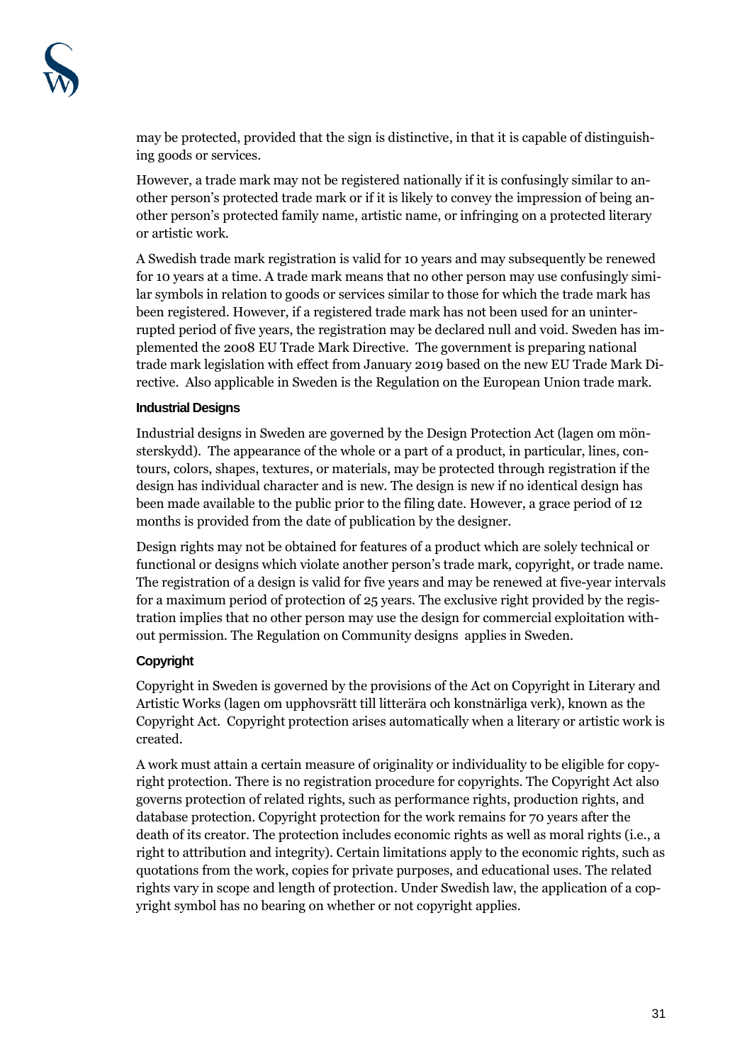may be protected, provided that the sign is distinctive, in that it is capable of distinguishing goods or services.

However, a trade mark may not be registered nationally if it is confusingly similar to another person's protected trade mark or if it is likely to convey the impression of being another person's protected family name, artistic name, or infringing on a protected literary or artistic work.

A Swedish trade mark registration is valid for 10 years and may subsequently be renewed for 10 years at a time. A trade mark means that no other person may use confusingly similar symbols in relation to goods or services similar to those for which the trade mark has been registered. However, if a registered trade mark has not been used for an uninterrupted period of five years, the registration may be declared null and void. Sweden has implemented the 2008 EU Trade Mark Directive. The government is preparing national trade mark legislation with effect from January 2019 based on the new EU Trade Mark Directive. Also applicable in Sweden is the Regulation on the European Union trade mark.

#### Industrial Designs

Industrial designs in Sweden are governed by the Design Protection Act (lagen om mönsterskydd). The appearance of the whole or a part of a product, in particular, lines, contours, colors, shapes, textures, or materials, may be protected through registration if the design has individual character and is new. The design is new if no identical design has been made available to the public prior to the filing date. However, a grace period of 12 months is provided from the date of publication by the designer.

Design rights may not be obtained for features of a product which are solely technical or functional or designs which violate another person's trade mark, copyright, or trade name. The registration of a design is valid for five years and may be renewed at five-year intervals for a maximum period of protection of 25 years. The exclusive right provided by the registration implies that no other person may use the design for commercial exploitation without permission. The Regulation on Community designs applies in Sweden.

#### Copyright

Copyright in Sweden is governed by the provisions of the Act on Copyright in Literary and Artistic Works (lagen om upphovsrätt till litterära och konstnärliga verk), known as the Copyright Act. Copyright protection arises automatically when a literary or artistic work is created.

A work must attain a certain measure of originality or individuality to be eligible for copyright protection. There is no registration procedure for copyrights. The Copyright Act also governs protection of related rights, such as performance rights, production rights, and database protection. Copyright protection for the work remains for 70 years after the death of its creator. The protection includes economic rights as well as moral rights (i.e., a right to attribution and integrity). Certain limitations apply to the economic rights, such as quotations from the work, copies for private purposes, and educational uses. The related rights vary in scope and length of protection. Under Swedish law, the application of a copyright symbol has no bearing on whether or not copyright applies.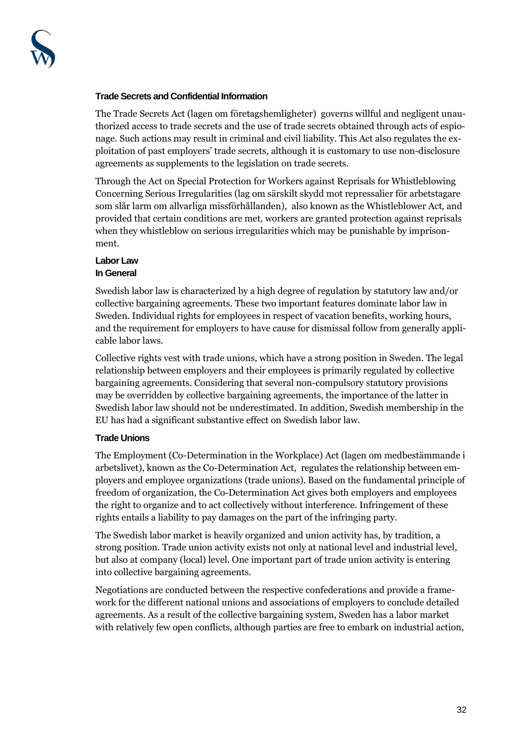### Trade Secrets and Confidential Information

The Trade Secrets Act (lagen om företagshemligheter) governs willful and negligent unauthorized access to trade secrets and the use of trade secrets obtained through acts of espionage. Such actions may result in criminal and civil liability. This Act also regulates the exploitation of past employers' trade secrets, although it is customary to use non-disclosure agreements as supplements to the legislation on trade secrets.

Through the Act on Special Protection for Workers against Reprisals for Whistleblowing Concerning Serious Irregularities (lag om särskilt skydd mot repressalier för arbetstagare som slår larm om allvarliga missförhållanden), also known as the Whistleblower Act, and provided that certain conditions are met, workers are granted protection against reprisals when they whistleblow on serious irregularities which may be punishable by imprisonment.

## Labor Law

### In General

Swedish labor law is characterized by a high degree of regulation by statutory law and/or collective bargaining agreements. These two important features dominate labor law in Sweden. Individual rights for employees in respect of vacation benefits, working hours, and the requirement for employers to have cause for dismissal follow from generally applicable labor laws.

Collective rights vest with trade unions, which have a strong position in Sweden. The legal relationship between employers and their employees is primarily regulated by collective bargaining agreements. Considering that several non-compulsory statutory provisions may be overridden by collective bargaining agreements, the importance of the latter in Swedish labor law should not be underestimated. In addition, Swedish membership in the EU has had a significant substantive effect on Swedish labor law.

### Trade Unions

The Employment (Co-Determination in the Workplace) Act (lagen om medbestämmande i arbetslivet), known as the Co-Determination Act, regulates the relationship between employers and employee organizations (trade unions). Based on the fundamental principle of freedom of organization, the Co-Determination Act gives both employers and employees the right to organize and to act collectively without interference. Infringement of these rights entails a liability to pay damages on the part of the infringing party.

The Swedish labor market is heavily organized and union activity has, by tradition, a strong position. Trade union activity exists not only at national level and industrial level, but also at company (local) level. One important part of trade union activity is entering into collective bargaining agreements.

Negotiations are conducted between the respective confederations and provide a framework for the different national unions and associations of employers to conclude detailed agreements. As a result of the collective bargaining system, Sweden has a labor market with relatively few open conflicts, although parties are free to embark on industrial action,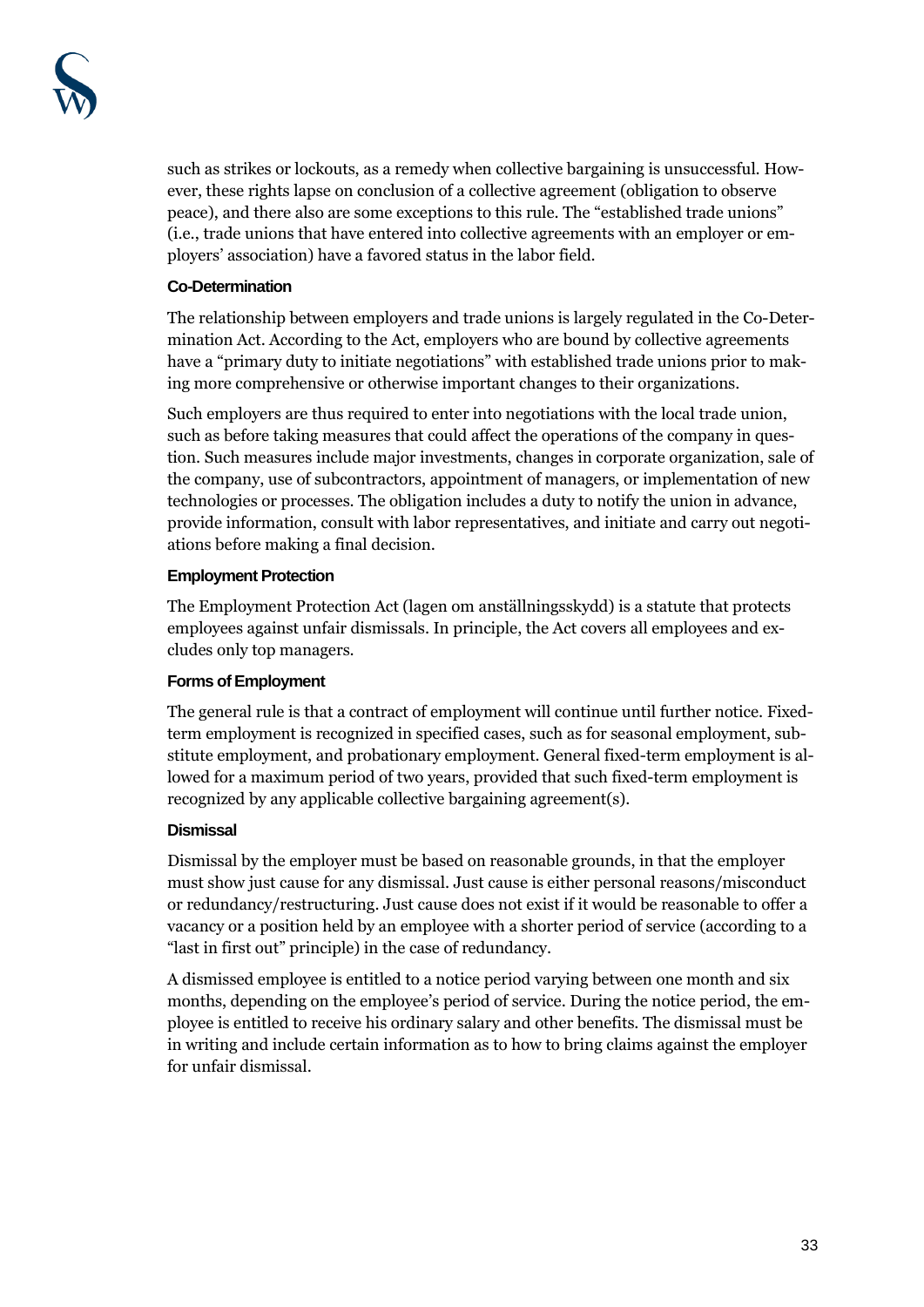such as strikes or lockouts, as a remedy when collective bargaining is unsuccessful. However, these rights lapse on conclusion of a collective agreement (obligation to observe peace), and there also are some exceptions to this rule. The "established trade unions" (i.e., trade unions that have entered into collective agreements with an employer or employers' association) have a favored status in the labor field.

#### Co-Determination

The relationship between employers and trade unions is largely regulated in the Co-Determination Act. According to the Act, employers who are bound by collective agreements have a "primary duty to initiate negotiations" with established trade unions prior to making more comprehensive or otherwise important changes to their organizations.

Such employers are thus required to enter into negotiations with the local trade union, such as before taking measures that could affect the operations of the company in question. Such measures include major investments, changes in corporate organization, sale of the company, use of subcontractors, appointment of managers, or implementation of new technologies or processes. The obligation includes a duty to notify the union in advance, provide information, consult with labor representatives, and initiate and carry out negotiations before making a final decision.

#### Employment Protection

The Employment Protection Act (lagen om anställningsskydd) is a statute that protects employees against unfair dismissals. In principle, the Act covers all employees and excludes only top managers.

#### Forms of Employment

The general rule is that a contract of employment will continue until further notice. Fixed-term employment is recognized in specified cases, such as for seasonal employment, substitute employment, and probationary employment. General fixed-term employment is allowed for a maximum period of two years, provided that such fixed-term employment is recognized by any applicable collective bargaining agreement(s).

#### Dismissal

Dismissal by the employer must be based on reasonable grounds, in that the employer must show just cause for any dismissal. Just cause is either personal reasons/misconduct or redundancy/restructuring. Just cause does not exist if it would be reasonable to offer a vacancy or a position held by an employee with a shorter period of service (according to a "last in first out" principle) in the case of redundancy.

A dismissed employee is entitled to a notice period varying between one month and six months, depending on the employee's period of service. During the notice period, the employee is entitled to receive his ordinary salary and other benefits. The dismissal must be in writing and include certain information as to how to bring claims against the employer for unfair dismissal.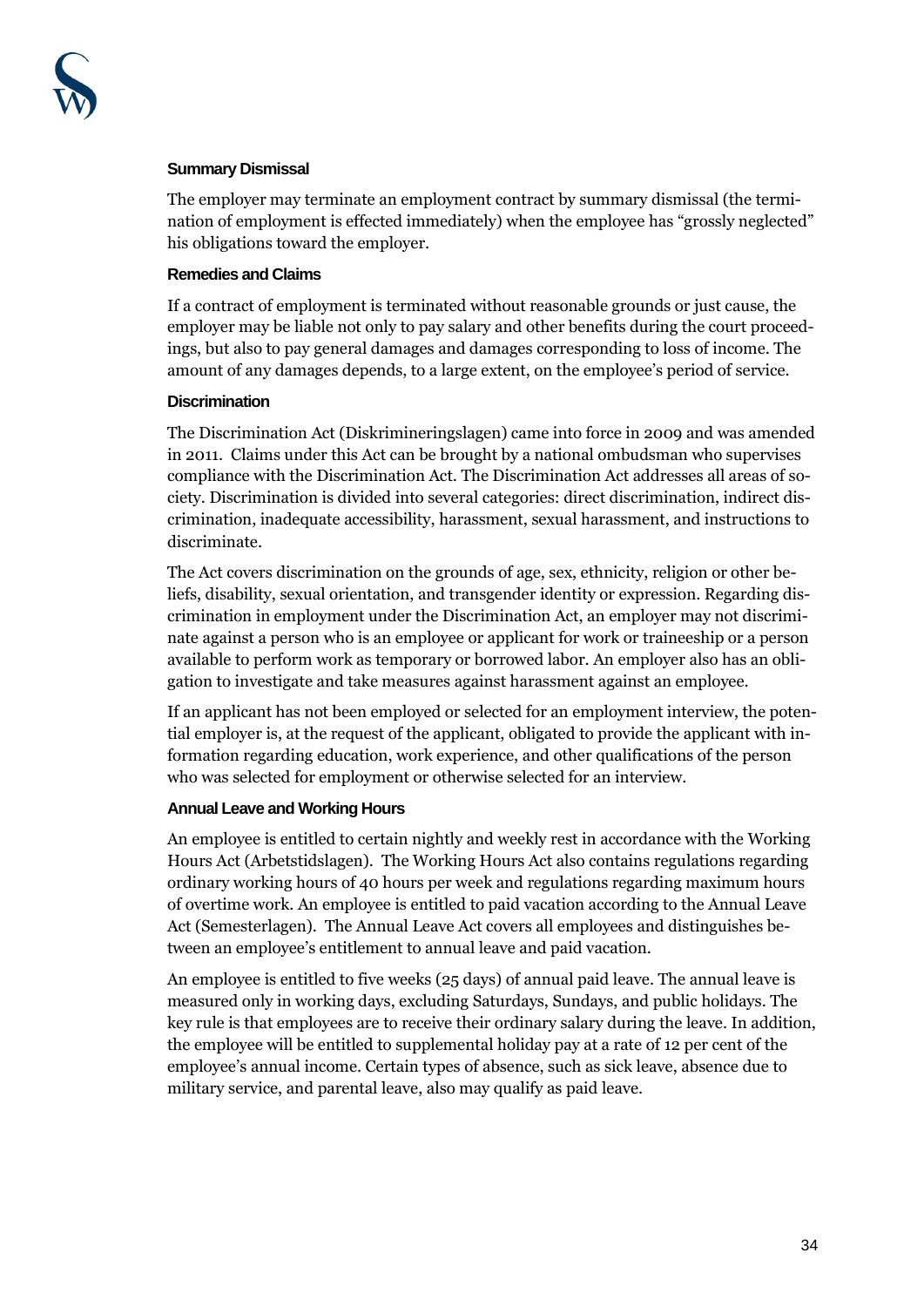### Summary Dismissal

The employer may terminate an employment contract by summary dismissal (the termination of employment is effected immediately) when the employee has "grossly neglected" his obligations toward the employer.

### Remedies and Claims

If a contract of employment is terminated without reasonable grounds or just cause, the employer may be liable not only to pay salary and other benefits during the court proceedings, but also to pay general damages and damages corresponding to loss of income. The amount of any damages depends, to a large extent, on the employee's period of service.

### Discrimination

The Discrimination Act (Diskrimineringslagen) came into force in 2009 and was amended in 2011. Claims under this Act can be brought by a national ombudsman who supervises compliance with the Discrimination Act. The Discrimination Act addresses all areas of society. Discrimination is divided into several categories: direct discrimination, indirect discrimination, inadequate accessibility, harassment, sexual harassment, and instructions to discriminate.

The Act covers discrimination on the grounds of age, sex, ethnicity, religion or other beliefs, disability, sexual orientation, and transgender identity or expression. Regarding discrimination in employment under the Discrimination Act, an employer may not discriminate against a person who is an employee or applicant for work or traineeship or a person available to perform work as temporary or borrowed labor. An employer also has an obligation to investigate and take measures against harassment against an employee.

If an applicant has not been employed or selected for an employment interview, the potential employer is, at the request of the applicant, obligated to provide the applicant with information regarding education, work experience, and other qualifications of the person who was selected for employment or otherwise selected for an interview.

### Annual Leave and Working Hours

An employee is entitled to certain nightly and weekly rest in accordance with the Working Hours Act (Arbetstidslagen). The Working Hours Act also contains regulations regarding ordinary working hours of 40 hours per week and regulations regarding maximum hours of overtime work. An employee is entitled to paid vacation according to the Annual Leave Act (Semesterlagen). The Annual Leave Act covers all employees and distinguishes between an employee's entitlement to annual leave and paid vacation.

An employee is entitled to five weeks (25 days) of annual paid leave. The annual leave is measured only in working days, excluding Saturdays, Sundays, and public holidays. The key rule is that employees are to receive their ordinary salary during the leave. In addition, the employee will be entitled to supplemental holiday pay at a rate of 12 per cent of the employee's annual income. Certain types of absence, such as sick leave, absence due to military service, and parental leave, also may qualify as paid leave.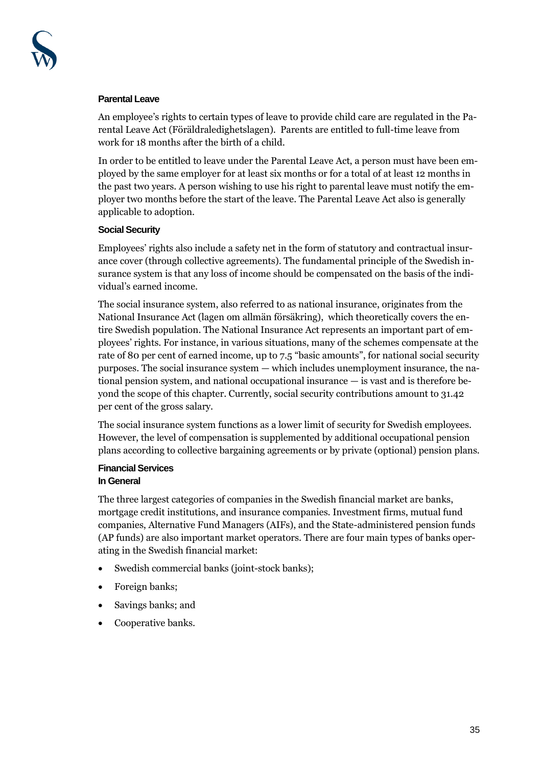### Parental Leave

An employee's rights to certain types of leave to provide child care are regulated in the Parental Leave Act (Föräldraledighetslagen). Parents are entitled to full-time leave from work for 18 months after the birth of a child.

In order to be entitled to leave under the Parental Leave Act, a person must have been employed by the same employer for at least six months or for a total of at least 12 months in the past two years. A person wishing to use his right to parental leave must notify the employer two months before the start of the leave. The Parental Leave Act also is generally applicable to adoption.

### Social Security

Employees' rights also include a safety net in the form of statutory and contractual insurance cover (through collective agreements). The fundamental principle of the Swedish insurance system is that any loss of income should be compensated on the basis of the individual's earned income.

The social insurance system, also referred to as national insurance, originates from the National Insurance Act (lagen om allmän försäkring), which theoretically covers the entire Swedish population. The National Insurance Act represents an important part of employees' rights. For instance, in various situations, many of the schemes compensate at the rate of 80 per cent of earned income, up to 7.5 "basic amounts", for national social security purposes. The social insurance system — which includes unemployment insurance, the national pension system, and national occupational insurance — is vast and is therefore beyond the scope of this chapter. Currently, social security contributions amount to 31.42 per cent of the gross salary.

The social insurance system functions as a lower limit of security for Swedish employees. However, the level of compensation is supplemented by additional occupational pension plans according to collective bargaining agreements or by private (optional) pension plans.

### Financial Services

#### In General

The three largest categories of companies in the Swedish financial market are banks, mortgage credit institutions, and insurance companies. Investment firms, mutual fund companies, Alternative Fund Managers (AIFs), and the State-administered pension funds (AP funds) are also important market operators. There are four main types of banks operating in the Swedish financial market:

- Swedish commercial banks (joint-stock banks);
- Foreign banks;
- Savings banks; and
- Cooperative banks.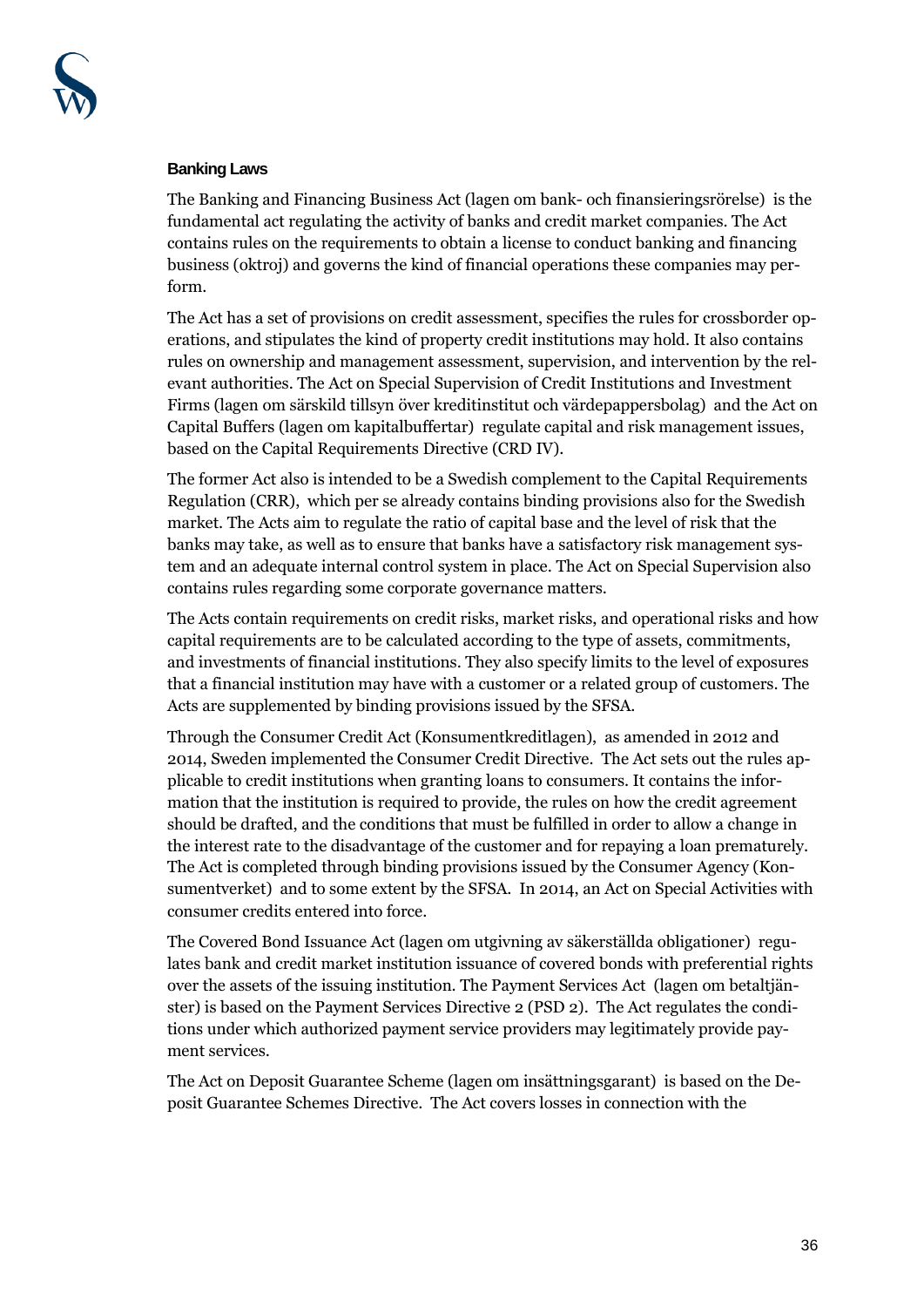**Banking Laws**

The Banking and Financing Business Act (lagen om bank- och finansieringsrörelse) is the fundamental act regulating the activity of banks and credit market companies. The Act contains rules on the requirements to obtain a license to conduct banking and financing business (oktroj) and governs the kind of financial operations these companies may perform.

The Act has a set of provisions on credit assessment, specifies the rules for crossborder operations, and stipulates the kind of property credit institutions may hold. It also contains rules on ownership and management assessment, supervision, and intervention by the relevant authorities. The Act on Special Supervision of Credit Institutions and Investment Firms (lagen om särskild tillsyn över kreditinstitut och värdepappersbolag) and the Act on Capital Buffers (lagen om kapitalbuffertar) regulate capital and risk management issues, based on the Capital Requirements Directive (CRD IV).

The former Act also is intended to be a Swedish complement to the Capital Requirements Regulation (CRR), which per se already contains binding provisions also for the Swedish market. The Acts aim to regulate the ratio of capital base and the level of risk that the banks may take, as well as to ensure that banks have a satisfactory risk management system and an adequate internal control system in place. The Act on Special Supervision also contains rules regarding some corporate governance matters.

The Acts contain requirements on credit risks, market risks, and operational risks and how capital requirements are to be calculated according to the type of assets, commitments, and investments of financial institutions. They also specify limits to the level of exposures that a financial institution may have with a customer or a related group of customers. The Acts are supplemented by binding provisions issued by the SFSA.

Through the Consumer Credit Act (Konsumentkreditlagen), as amended in 2012 and 2014, Sweden implemented the Consumer Credit Directive. The Act sets out the rules applicable to credit institutions when granting loans to consumers. It contains the information that the institution is required to provide, the rules on how the credit agreement should be drafted, and the conditions that must be fulfilled in order to allow a change in the interest rate to the disadvantage of the customer and for repaying a loan prematurely. The Act is completed through binding provisions issued by the Consumer Agency (Konsumentverket) and to some extent by the SFSA. In 2014, an Act on Special Activities with consumer credits entered into force.

The Covered Bond Issuance Act (lagen om utgivning av säkerställda obligationer) regulates bank and credit market institution issuance of covered bonds with preferential rights over the assets of the issuing institution. The Payment Services Act (lagen om betaltjänster) is based on the Payment Services Directive 2 (PSD 2). The Act regulates the conditions under which authorized payment service providers may legitimately provide payment services.

The Act on Deposit Guarantee Scheme (lagen om insättningsgarant) is based on the Deposit Guarantee Schemes Directive. The Act covers losses in connection with the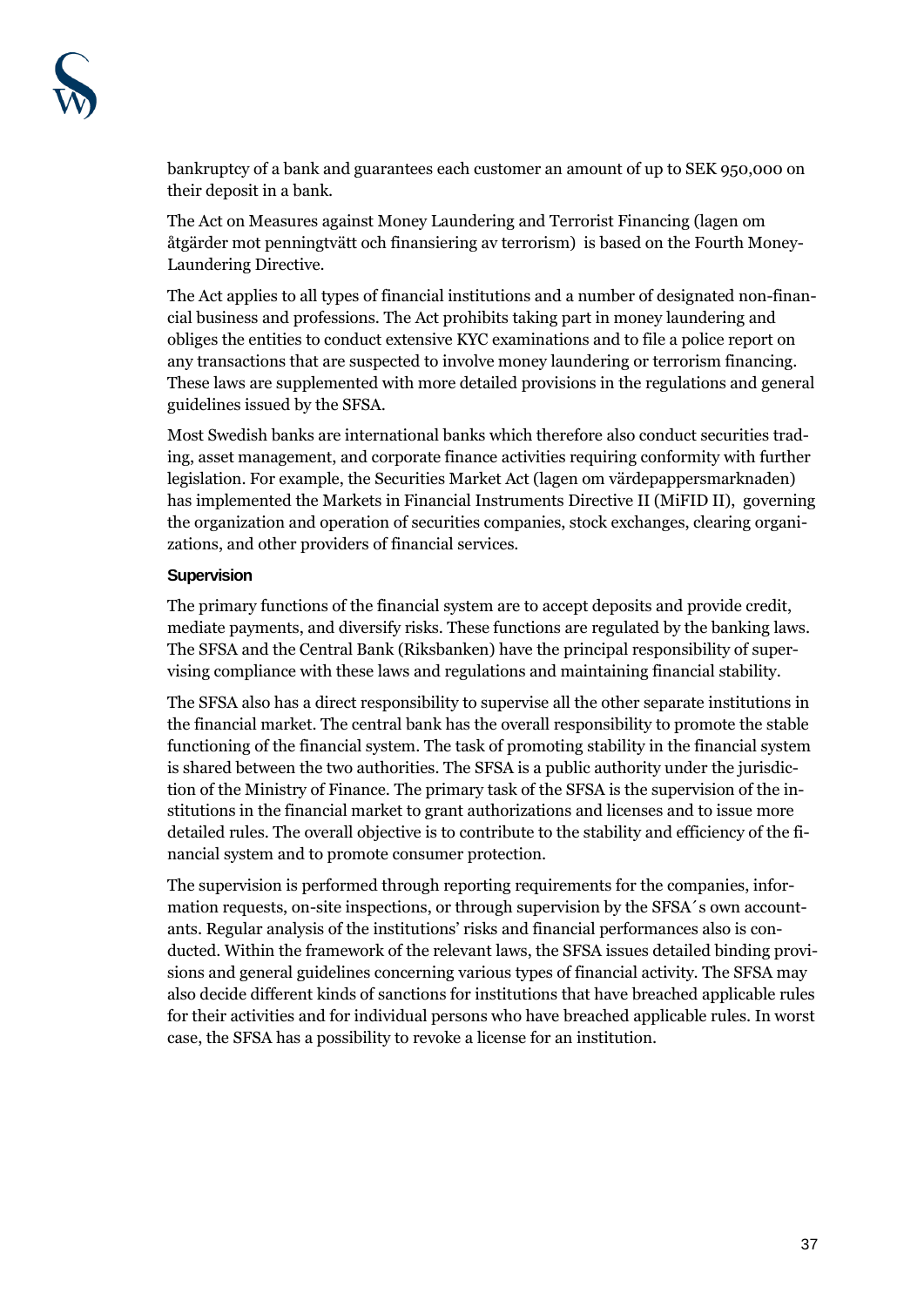bankruptcy of a bank and guarantees each customer an amount of up to SEK 950,000 on their deposit in a bank.

The Act on Measures against Money Laundering and Terrorist Financing (lagen om åtgärder mot penningtvätt och finansiering av terrorism) is based on the Fourth Money-Laundering Directive.

The Act applies to all types of financial institutions and a number of designated non-financial business and professions. The Act prohibits taking part in money laundering and obliges the entities to conduct extensive KYC examinations and to file a police report on any transactions that are suspected to involve money laundering or terrorism financing. These laws are supplemented with more detailed provisions in the regulations and general guidelines issued by the SFSA.

Most Swedish banks are international banks which therefore also conduct securities trading, asset management, and corporate finance activities requiring conformity with further legislation. For example, the Securities Market Act (lagen om värdepappersmarknaden) has implemented the Markets in Financial Instruments Directive II (MiFID II), governing the organization and operation of securities companies, stock exchanges, clearing organizations, and other providers of financial services.

#### Supervision

The primary functions of the financial system are to accept deposits and provide credit, mediate payments, and diversify risks. These functions are regulated by the banking laws. The SFSA and the Central Bank (Riksbanken) have the principal responsibility of supervising compliance with these laws and regulations and maintaining financial stability.

The SFSA also has a direct responsibility to supervise all the other separate institutions in the financial market. The central bank has the overall responsibility to promote the stable functioning of the financial system. The task of promoting stability in the financial system is shared between the two authorities. The SFSA is a public authority under the jurisdiction of the Ministry of Finance. The primary task of the SFSA is the supervision of the institutions in the financial market to grant authorizations and licenses and to issue more detailed rules. The overall objective is to contribute to the stability and efficiency of the financial system and to promote consumer protection.

The supervision is performed through reporting requirements for the companies, information requests, on-site inspections, or through supervision by the SFSA´s own accountants. Regular analysis of the institutions' risks and financial performances also is conducted. Within the framework of the relevant laws, the SFSA issues detailed binding provisions and general guidelines concerning various types of financial activity. The SFSA may also decide different kinds of sanctions for institutions that have breached applicable rules for their activities and for individual persons who have breached applicable rules. In worst case, the SFSA has a possibility to revoke a license for an institution.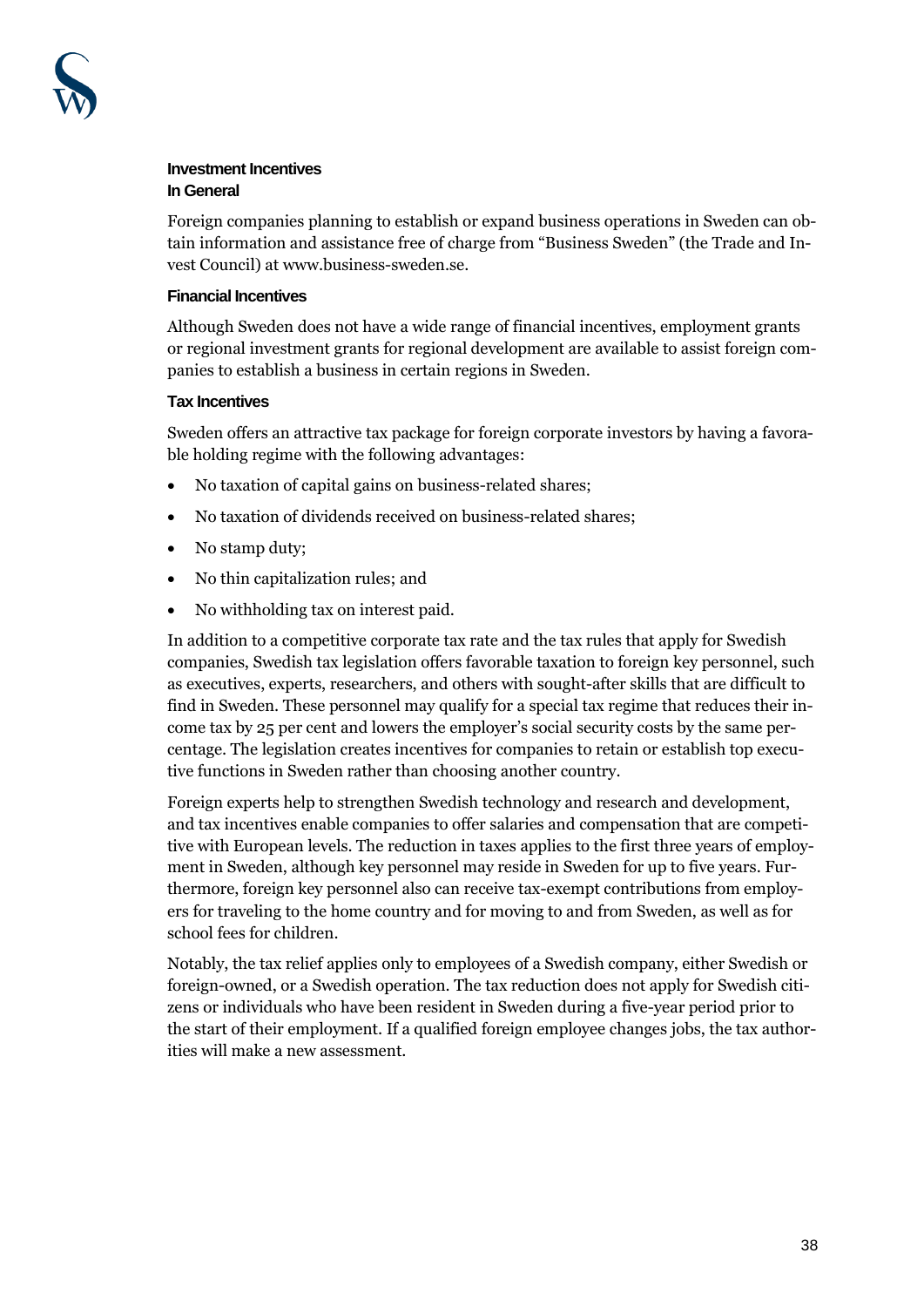### Investment Incentives

#### In General

Foreign companies planning to establish or expand business operations in Sweden can obtain information and assistance free of charge from "Business Sweden" (the Trade and Invest Council) at www.business-sweden.se.

#### Financial Incentives

Although Sweden does not have a wide range of financial incentives, employment grants or regional investment grants for regional development are available to assist foreign companies to establish a business in certain regions in Sweden.

#### Tax Incentives

Sweden offers an attractive tax package for foreign corporate investors by having a favorable holding regime with the following advantages:

- No taxation of capital gains on business-related shares;
- No taxation of dividends received on business-related shares;
- No stamp duty;
- No thin capitalization rules; and
- No withholding tax on interest paid.

In addition to a competitive corporate tax rate and the tax rules that apply for Swedish companies, Swedish tax legislation offers favorable taxation to foreign key personnel, such as executives, experts, researchers, and others with sought-after skills that are difficult to find in Sweden. These personnel may qualify for a special tax regime that reduces their income tax by 25 per cent and lowers the employer's social security costs by the same percentage. The legislation creates incentives for companies to retain or establish top executive functions in Sweden rather than choosing another country.

Foreign experts help to strengthen Swedish technology and research and development, and tax incentives enable companies to offer salaries and compensation that are competitive with European levels. The reduction in taxes applies to the first three years of employment in Sweden, although key personnel may reside in Sweden for up to five years. Furthermore, foreign key personnel also can receive tax-exempt contributions from employers for traveling to the home country and for moving to and from Sweden, as well as for school fees for children.

Notably, the tax relief applies only to employees of a Swedish company, either Swedish or foreign-owned, or a Swedish operation. The tax reduction does not apply for Swedish citizens or individuals who have been resident in Sweden during a five-year period prior to the start of their employment. If a qualified foreign employee changes jobs, the tax authorities will make a new assessment.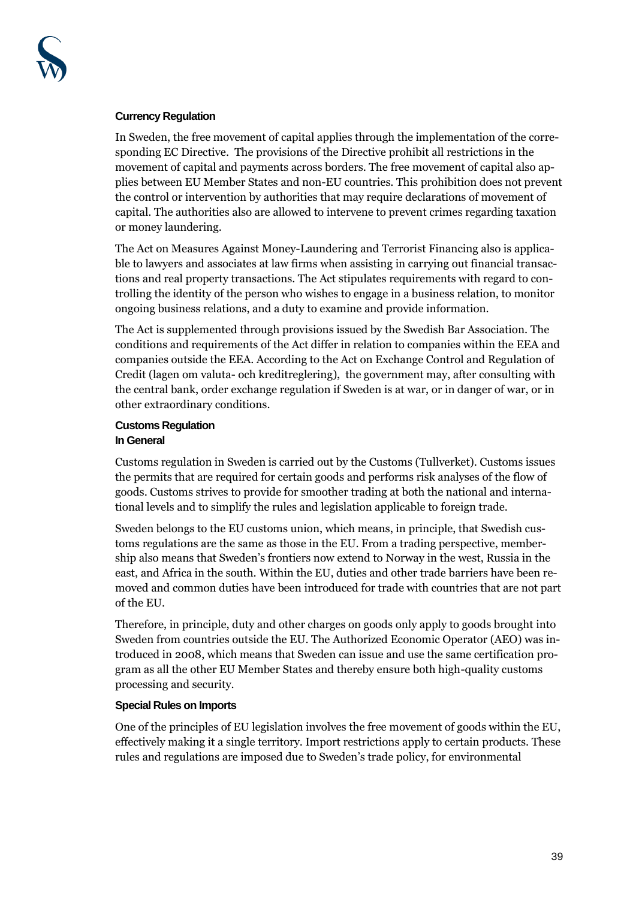### Currency Regulation

In Sweden, the free movement of capital applies through the implementation of the corresponding EC Directive. The provisions of the Directive prohibit all restrictions in the movement of capital and payments across borders. The free movement of capital also applies between EU Member States and non-EU countries. This prohibition does not prevent the control or intervention by authorities that may require declarations of movement of capital. The authorities also are allowed to intervene to prevent crimes regarding taxation or money laundering.

The Act on Measures Against Money-Laundering and Terrorist Financing also is applicable to lawyers and associates at law firms when assisting in carrying out financial transactions and real property transactions. The Act stipulates requirements with regard to controlling the identity of the person who wishes to engage in a business relation, to monitor ongoing business relations, and a duty to examine and provide information.

The Act is supplemented through provisions issued by the Swedish Bar Association. The conditions and requirements of the Act differ in relation to companies within the EEA and companies outside the EEA. According to the Act on Exchange Control and Regulation of Credit (lagen om valuta- och kreditreglering), the government may, after consulting with the central bank, order exchange regulation if Sweden is at war, or in danger of war, or in other extraordinary conditions.

### Customs Regulation

#### In General

Customs regulation in Sweden is carried out by the Customs (Tullverket). Customs issues the permits that are required for certain goods and performs risk analyses of the flow of goods. Customs strives to provide for smoother trading at both the national and international levels and to simplify the rules and legislation applicable to foreign trade.

Sweden belongs to the EU customs union, which means, in principle, that Swedish customs regulations are the same as those in the EU. From a trading perspective, membership also means that Sweden's frontiers now extend to Norway in the west, Russia in the east, and Africa in the south. Within the EU, duties and other trade barriers have been removed and common duties have been introduced for trade with countries that are not part of the EU.

Therefore, in principle, duty and other charges on goods only apply to goods brought into Sweden from countries outside the EU. The Authorized Economic Operator (AEO) was introduced in 2008, which means that Sweden can issue and use the same certification program as all the other EU Member States and thereby ensure both high-quality customs processing and security.

#### Special Rules on Imports

One of the principles of EU legislation involves the free movement of goods within the EU, effectively making it a single territory. Import restrictions apply to certain products. These rules and regulations are imposed due to Sweden's trade policy, for environmental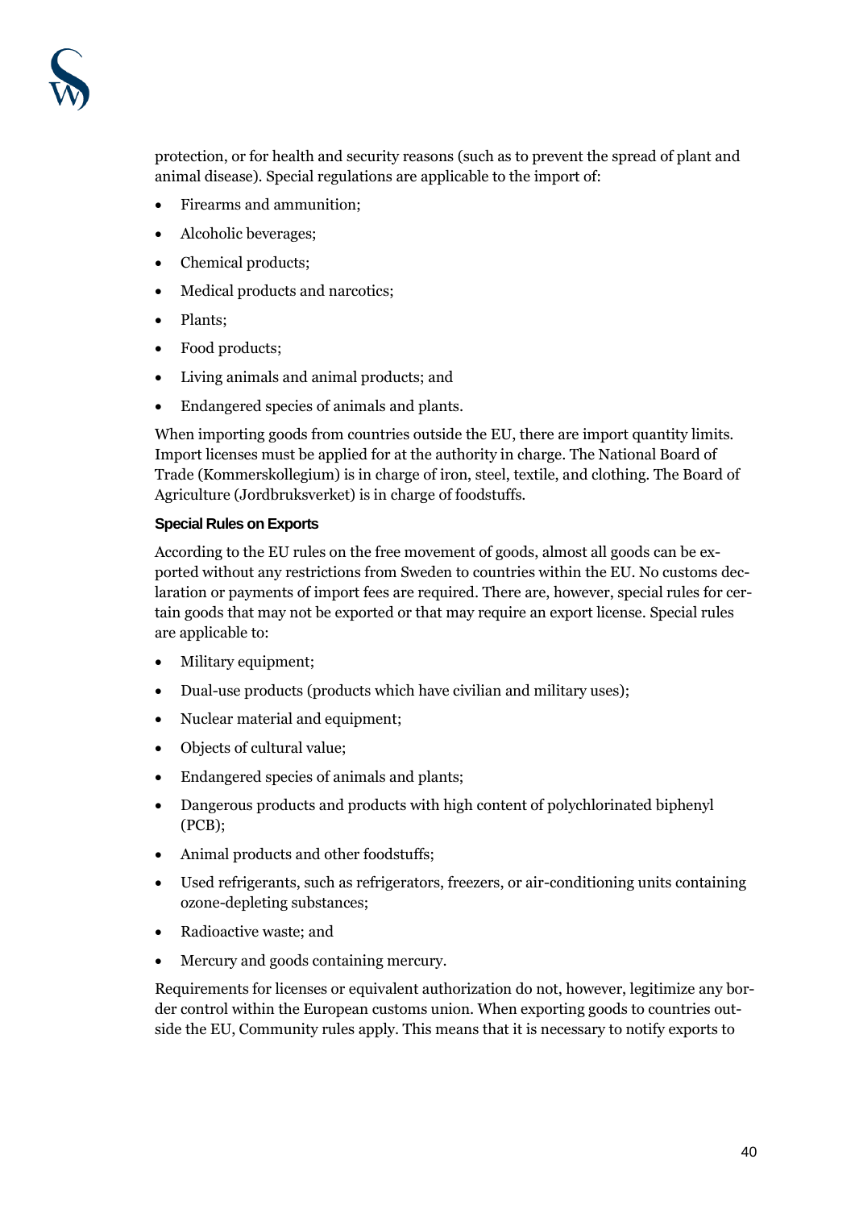protection, or for health and security reasons (such as to prevent the spread of plant and animal disease). Special regulations are applicable to the import of:

- Firearms and ammunition;
- Alcoholic beverages;
- Chemical products;
- Medical products and narcotics;
- Plants;
- Food products;
- Living animals and animal products; and
- Endangered species of animals and plants.

When importing goods from countries outside the EU, there are import quantity limits. Import licenses must be applied for at the authority in charge. The National Board of Trade (Kommerskollegium) is in charge of iron, steel, textile, and clothing. The Board of Agriculture (Jordbruksverket) is in charge of foodstuffs.

#### Special Rules on Exports

According to the EU rules on the free movement of goods, almost all goods can be exported without any restrictions from Sweden to countries within the EU. No customs declaration or payments of import fees are required. There are, however, special rules for certain goods that may not be exported or that may require an export license. Special rules are applicable to:

- Military equipment;
- Dual-use products (products which have civilian and military uses);
- Nuclear material and equipment;
- Objects of cultural value;
- Endangered species of animals and plants;
- Dangerous products and products with high content of polychlorinated biphenyl (PCB);
- Animal products and other foodstuffs;
- Used refrigerants, such as refrigerators, freezers, or air-conditioning units containing ozone-depleting substances;
- Radioactive waste; and
- Mercury and goods containing mercury.

Requirements for licenses or equivalent authorization do not, however, legitimize any border control within the European customs union. When exporting goods to countries outside the EU, Community rules apply. This means that it is necessary to notify exports to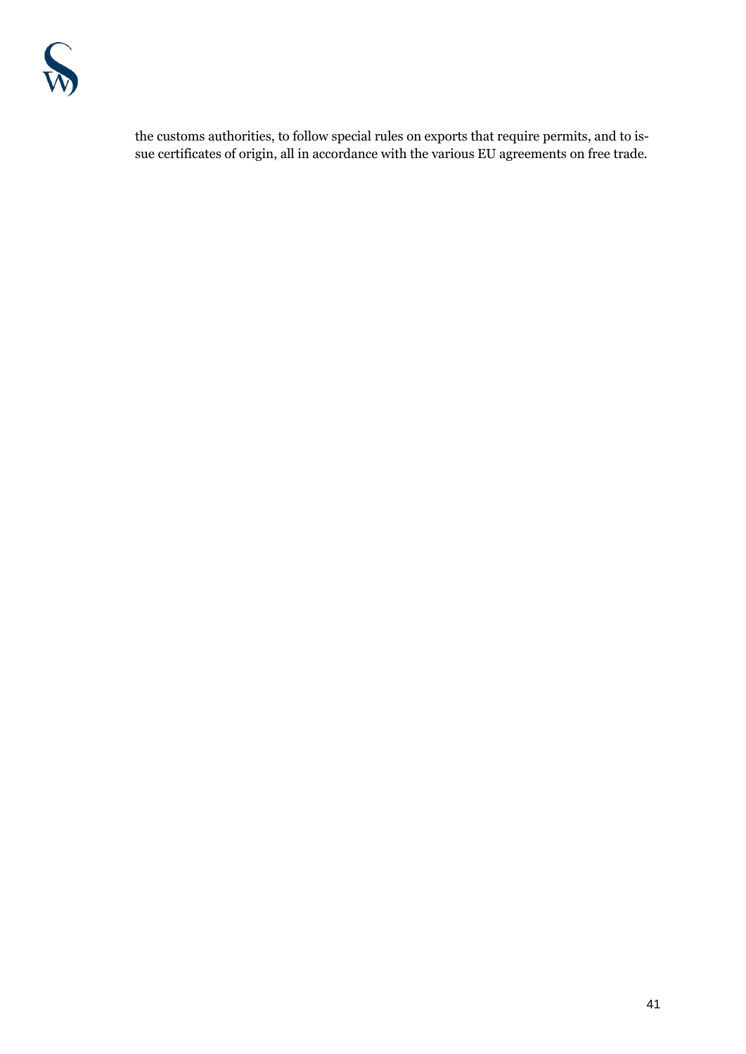the customs authorities, to follow special rules on exports that require permits, and to issue certificates of origin, all in accordance with the various EU agreements on free trade.